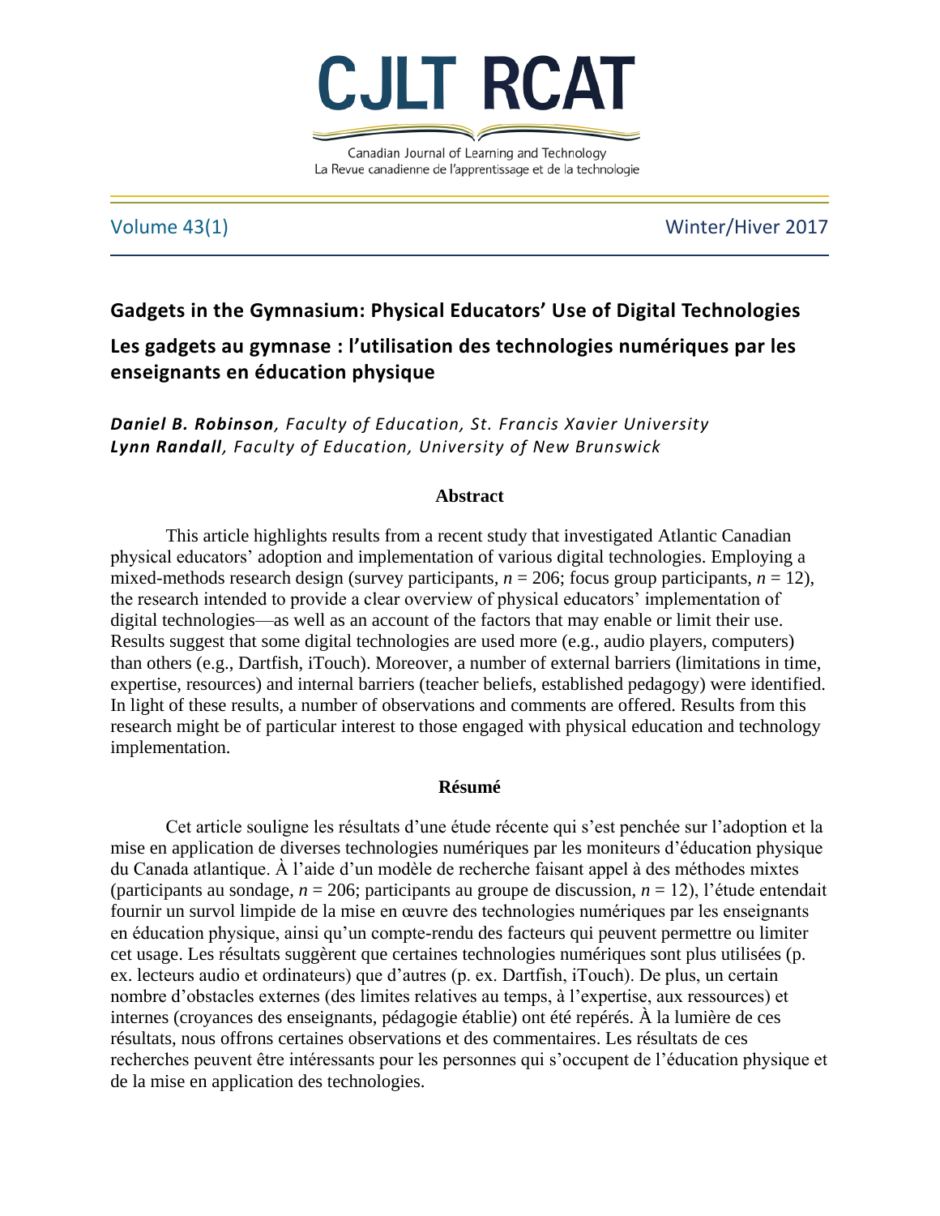# Gadgets in the Gymnasium: Physical Educators' Use of Digital Technologies

# Les gadgets au gymnase : l'utilisation des technologies numériques par les enseignants en éducation physique

***Daniel B. Robinson**, Faculty of Education, St. Francis Xavier University*
***Lynn Randall**, Faculty of Education, University of New Brunswick*

## Abstract

This article highlights results from a recent study that investigated Atlantic Canadian physical educators' adoption and implementation of various digital technologies. Employing a mixed-methods research design (survey participants, $n$ = 206; focus group participants, $n$ = 12), the research intended to provide a clear overview of physical educators' implementation of digital technologies—as well as an account of the factors that may enable or limit their use. Results suggest that some digital technologies are used more (e.g., audio players, computers) than others (e.g., Dartfish, iTouch). Moreover, a number of external barriers (limitations in time, expertise, resources) and internal barriers (teacher beliefs, established pedagogy) were identified. In light of these results, a number of observations and comments are offered. Results from this research might be of particular interest to those engaged with physical education and technology implementation.

## Résumé

Cet article souligne les résultats d'une étude récente qui s'est penchée sur l'adoption et la mise en application de diverses technologies numériques par les moniteurs d'éducation physique du Canada atlantique. À l'aide d'un modèle de recherche faisant appel à des méthodes mixtes (participants au sondage, $n$ = 206; participants au groupe de discussion, $n$ = 12), l'étude entendait fournir un survol limpide de la mise en œuvre des technologies numériques par les enseignants en éducation physique, ainsi qu'un compte-rendu des facteurs qui peuvent permettre ou limiter cet usage. Les résultats suggèrent que certaines technologies numériques sont plus utilisées (p. ex. lecteurs audio et ordinateurs) que d'autres (p. ex. Dartfish, iTouch). De plus, un certain nombre d'obstacles externes (des limites relatives au temps, à l'expertise, aux ressources) et internes (croyances des enseignants, pédagogie établie) ont été repérés. À la lumière de ces résultats, nous offrons certaines observations et des commentaires. Les résultats de ces recherches peuvent être intéressants pour les personnes qui s'occupent de l'éducation physique et de la mise en application des technologies.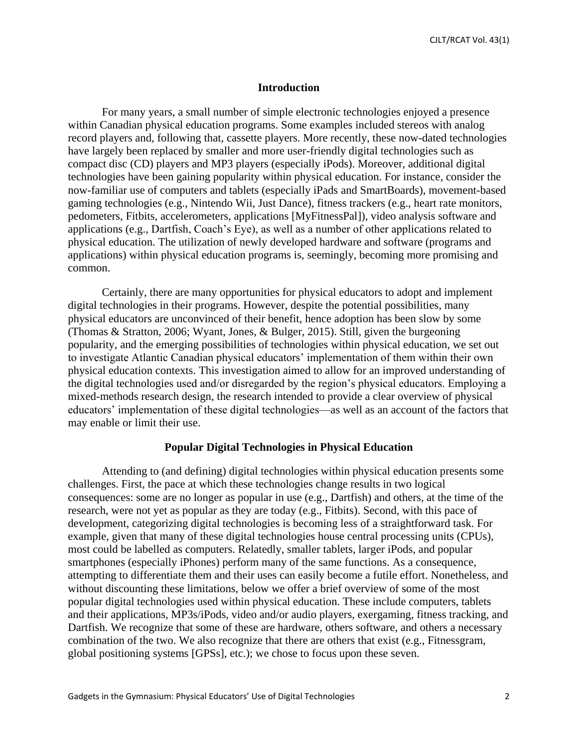## Introduction

For many years, a small number of simple electronic technologies enjoyed a presence within Canadian physical education programs. Some examples included stereos with analog record players and, following that, cassette players. More recently, these now-dated technologies have largely been replaced by smaller and more user-friendly digital technologies such as compact disc (CD) players and MP3 players (especially iPods). Moreover, additional digital technologies have been gaining popularity within physical education. For instance, consider the now-familiar use of computers and tablets (especially iPads and SmartBoards), movement-based gaming technologies (e.g., Nintendo Wii, Just Dance), fitness trackers (e.g., heart rate monitors, pedometers, Fitbits, accelerometers, applications [MyFitnessPal]), video analysis software and applications (e.g., Dartfish, Coach's Eye), as well as a number of other applications related to physical education. The utilization of newly developed hardware and software (programs and applications) within physical education programs is, seemingly, becoming more promising and common.

Certainly, there are many opportunities for physical educators to adopt and implement digital technologies in their programs. However, despite the potential possibilities, many physical educators are unconvinced of their benefit, hence adoption has been slow by some (Thomas & Stratton, 2006; Wyant, Jones, & Bulger, 2015). Still, given the burgeoning popularity, and the emerging possibilities of technologies within physical education, we set out to investigate Atlantic Canadian physical educators' implementation of them within their own physical education contexts. This investigation aimed to allow for an improved understanding of the digital technologies used and/or disregarded by the region's physical educators. Employing a mixed-methods research design, the research intended to provide a clear overview of physical educators' implementation of these digital technologies—as well as an account of the factors that may enable or limit their use.

## Popular Digital Technologies in Physical Education

Attending to (and defining) digital technologies within physical education presents some challenges. First, the pace at which these technologies change results in two logical consequences: some are no longer as popular in use (e.g., Dartfish) and others, at the time of the research, were not yet as popular as they are today (e.g., Fitbits). Second, with this pace of development, categorizing digital technologies is becoming less of a straightforward task. For example, given that many of these digital technologies house central processing units (CPUs), most could be labelled as computers. Relatedly, smaller tablets, larger iPods, and popular smartphones (especially iPhones) perform many of the same functions. As a consequence, attempting to differentiate them and their uses can easily become a futile effort. Nonetheless, and without discounting these limitations, below we offer a brief overview of some of the most popular digital technologies used within physical education. These include computers, tablets and their applications, MP3s/iPods, video and/or audio players, exergaming, fitness tracking, and Dartfish. We recognize that some of these are hardware, others software, and others a necessary combination of the two. We also recognize that there are others that exist (e.g., Fitnessgram, global positioning systems [GPSs], etc.); we chose to focus upon these seven.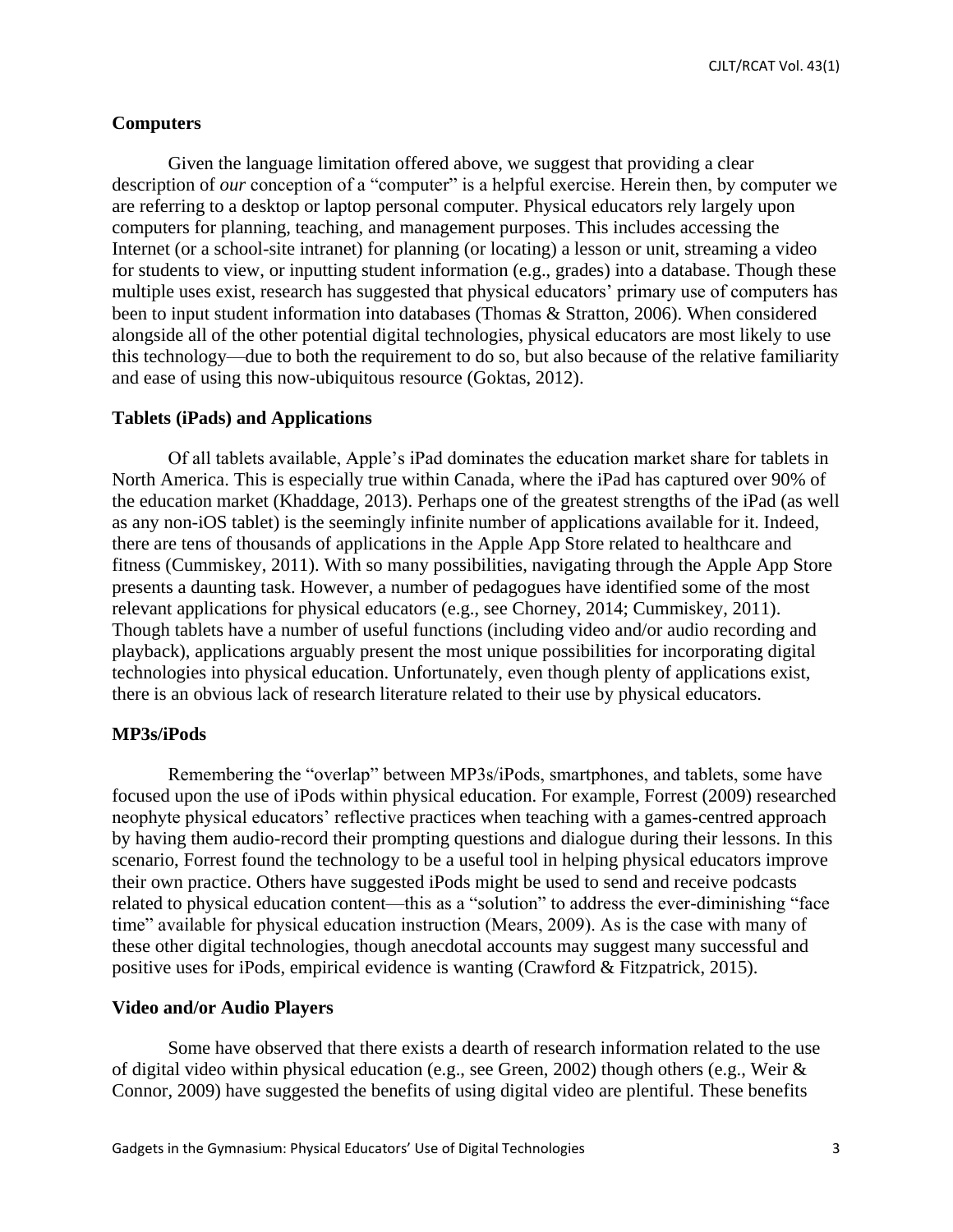### Computers

Given the language limitation offered above, we suggest that providing a clear description of *our* conception of a "computer" is a helpful exercise. Herein then, by computer we are referring to a desktop or laptop personal computer. Physical educators rely largely upon computers for planning, teaching, and management purposes. This includes accessing the Internet (or a school-site intranet) for planning (or locating) a lesson or unit, streaming a video for students to view, or inputting student information (e.g., grades) into a database. Though these multiple uses exist, research has suggested that physical educators' primary use of computers has been to input student information into databases (Thomas & Stratton, 2006). When considered alongside all of the other potential digital technologies, physical educators are most likely to use this technology—due to both the requirement to do so, but also because of the relative familiarity and ease of using this now-ubiquitous resource (Goktas, 2012).

### Tablets (iPads) and Applications

Of all tablets available, Apple's iPad dominates the education market share for tablets in North America. This is especially true within Canada, where the iPad has captured over 90% of the education market (Khaddage, 2013). Perhaps one of the greatest strengths of the iPad (as well as any non-iOS tablet) is the seemingly infinite number of applications available for it. Indeed, there are tens of thousands of applications in the Apple App Store related to healthcare and fitness (Cummiskey, 2011). With so many possibilities, navigating through the Apple App Store presents a daunting task. However, a number of pedagogues have identified some of the most relevant applications for physical educators (e.g., see Chorney, 2014; Cummiskey, 2011). Though tablets have a number of useful functions (including video and/or audio recording and playback), applications arguably present the most unique possibilities for incorporating digital technologies into physical education. Unfortunately, even though plenty of applications exist, there is an obvious lack of research literature related to their use by physical educators.

### MP3s/iPods

Remembering the "overlap" between MP3s/iPods, smartphones, and tablets, some have focused upon the use of iPods within physical education. For example, Forrest (2009) researched neophyte physical educators' reflective practices when teaching with a games-centred approach by having them audio-record their prompting questions and dialogue during their lessons. In this scenario, Forrest found the technology to be a useful tool in helping physical educators improve their own practice. Others have suggested iPods might be used to send and receive podcasts related to physical education content—this as a "solution" to address the ever-diminishing "face time" available for physical education instruction (Mears, 2009). As is the case with many of these other digital technologies, though anecdotal accounts may suggest many successful and positive uses for iPods, empirical evidence is wanting (Crawford & Fitzpatrick, 2015).

### Video and/or Audio Players

Some have observed that there exists a dearth of research information related to the use of digital video within physical education (e.g., see Green, 2002) though others (e.g., Weir & Connor, 2009) have suggested the benefits of using digital video are plentiful. These benefits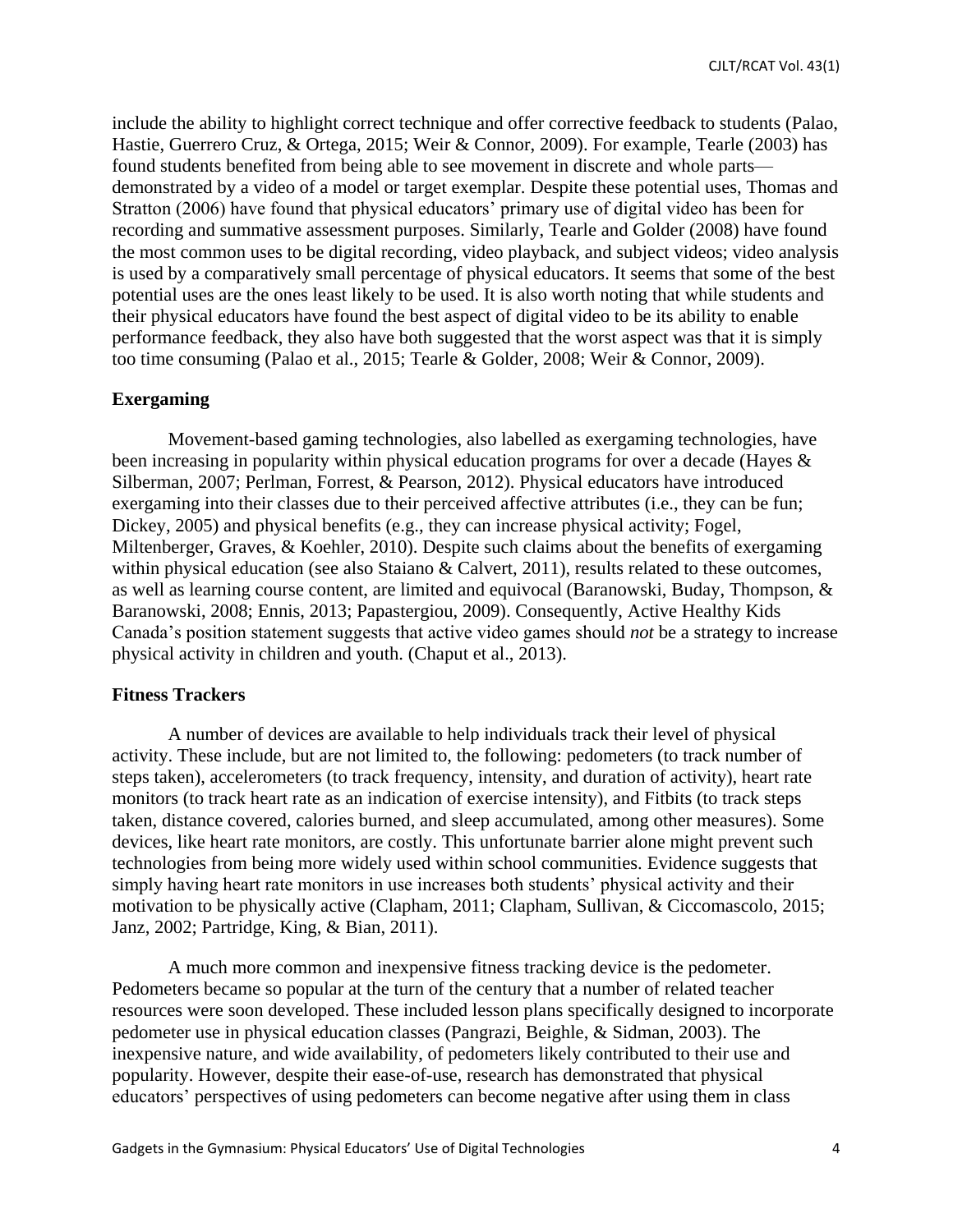include the ability to highlight correct technique and offer corrective feedback to students (Palao, Hastie, Guerrero Cruz, & Ortega, 2015; Weir & Connor, 2009). For example, Tearle (2003) has found students benefited from being able to see movement in discrete and whole parts—demonstrated by a video of a model or target exemplar. Despite these potential uses, Thomas and Stratton (2006) have found that physical educators' primary use of digital video has been for recording and summative assessment purposes. Similarly, Tearle and Golder (2008) have found the most common uses to be digital recording, video playback, and subject videos; video analysis is used by a comparatively small percentage of physical educators. It seems that some of the best potential uses are the ones least likely to be used. It is also worth noting that while students and their physical educators have found the best aspect of digital video to be its ability to enable performance feedback, they also have both suggested that the worst aspect was that it is simply too time consuming (Palao et al., 2015; Tearle & Golder, 2008; Weir & Connor, 2009).

### Exergaming

Movement-based gaming technologies, also labelled as exergaming technologies, have been increasing in popularity within physical education programs for over a decade (Hayes & Silberman, 2007; Perlman, Forrest, & Pearson, 2012). Physical educators have introduced exergaming into their classes due to their perceived affective attributes (i.e., they can be fun; Dickey, 2005) and physical benefits (e.g., they can increase physical activity; Fogel, Miltenberger, Graves, & Koehler, 2010). Despite such claims about the benefits of exergaming within physical education (see also Staiano & Calvert, 2011), results related to these outcomes, as well as learning course content, are limited and equivocal (Baranowski, Buday, Thompson, & Baranowski, 2008; Ennis, 2013; Papastergiou, 2009). Consequently, Active Healthy Kids Canada's position statement suggests that active video games should *not* be a strategy to increase physical activity in children and youth. (Chaput et al., 2013).

### Fitness Trackers

A number of devices are available to help individuals track their level of physical activity. These include, but are not limited to, the following: pedometers (to track number of steps taken), accelerometers (to track frequency, intensity, and duration of activity), heart rate monitors (to track heart rate as an indication of exercise intensity), and Fitbits (to track steps taken, distance covered, calories burned, and sleep accumulated, among other measures). Some devices, like heart rate monitors, are costly. This unfortunate barrier alone might prevent such technologies from being more widely used within school communities. Evidence suggests that simply having heart rate monitors in use increases both students' physical activity and their motivation to be physically active (Clapham, 2011; Clapham, Sullivan, & Ciccomascolo, 2015; Janz, 2002; Partridge, King, & Bian, 2011).

A much more common and inexpensive fitness tracking device is the pedometer. Pedometers became so popular at the turn of the century that a number of related teacher resources were soon developed. These included lesson plans specifically designed to incorporate pedometer use in physical education classes (Pangrazi, Beighle, & Sidman, 2003). The inexpensive nature, and wide availability, of pedometers likely contributed to their use and popularity. However, despite their ease-of-use, research has demonstrated that physical educators' perspectives of using pedometers can become negative after using them in class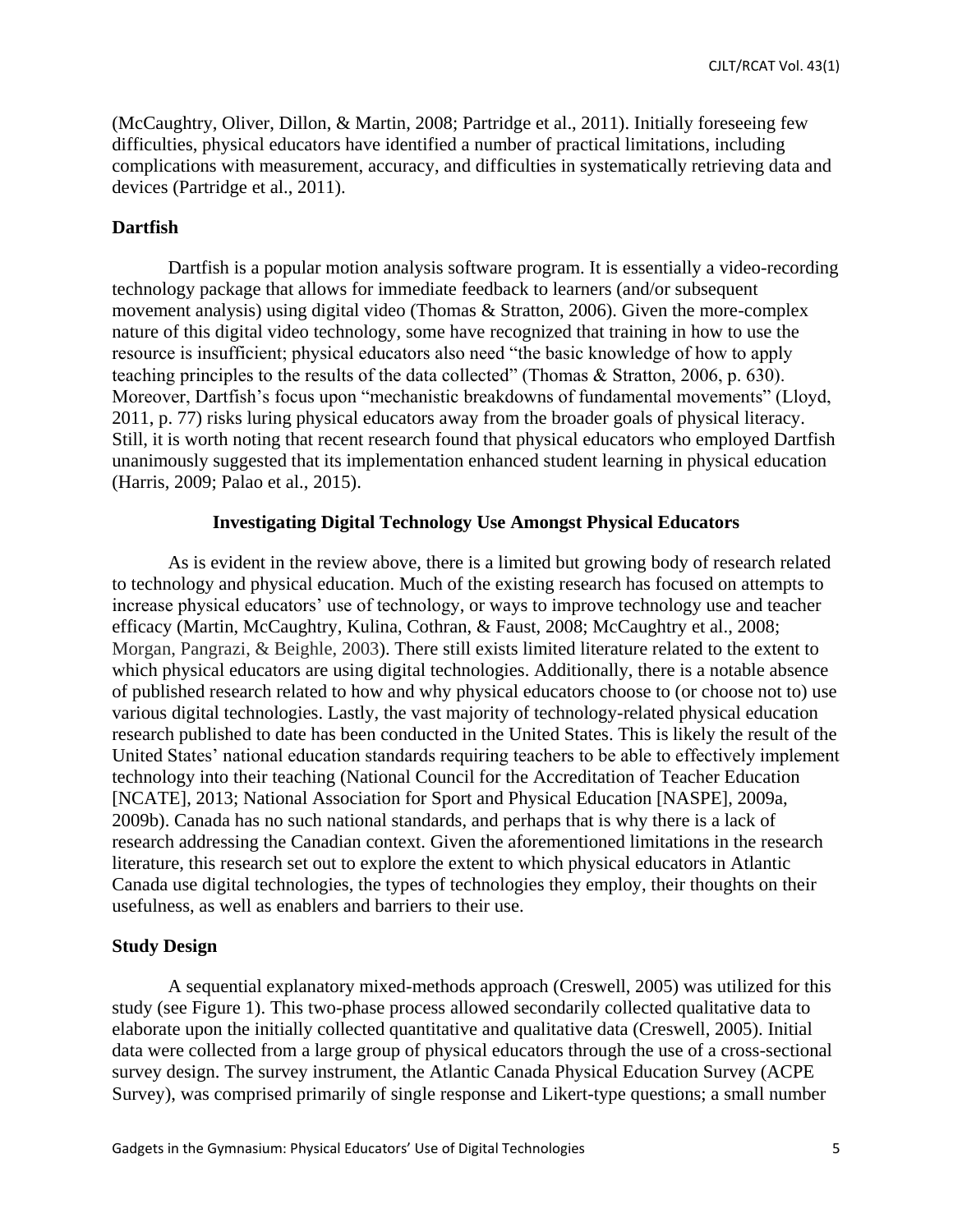(McCaughtry, Oliver, Dillon, & Martin, 2008; Partridge et al., 2011). Initially foreseeing few difficulties, physical educators have identified a number of practical limitations, including complications with measurement, accuracy, and difficulties in systematically retrieving data and devices (Partridge et al., 2011).

### Dartfish

Dartfish is a popular motion analysis software program. It is essentially a video-recording technology package that allows for immediate feedback to learners (and/or subsequent movement analysis) using digital video (Thomas & Stratton, 2006). Given the more-complex nature of this digital video technology, some have recognized that training in how to use the resource is insufficient; physical educators also need "the basic knowledge of how to apply teaching principles to the results of the data collected" (Thomas & Stratton, 2006, p. 630). Moreover, Dartfish's focus upon "mechanistic breakdowns of fundamental movements" (Lloyd, 2011, p. 77) risks luring physical educators away from the broader goals of physical literacy. Still, it is worth noting that recent research found that physical educators who employed Dartfish unanimously suggested that its implementation enhanced student learning in physical education (Harris, 2009; Palao et al., 2015).

## Investigating Digital Technology Use Amongst Physical Educators

As is evident in the review above, there is a limited but growing body of research related to technology and physical education. Much of the existing research has focused on attempts to increase physical educators' use of technology, or ways to improve technology use and teacher efficacy (Martin, McCaughtry, Kulina, Cothran, & Faust, 2008; McCaughtry et al., 2008; Morgan, Pangrazi, & Beighle, 2003). There still exists limited literature related to the extent to which physical educators are using digital technologies. Additionally, there is a notable absence of published research related to how and why physical educators choose to (or choose not to) use various digital technologies. Lastly, the vast majority of technology-related physical education research published to date has been conducted in the United States. This is likely the result of the United States' national education standards requiring teachers to be able to effectively implement technology into their teaching (National Council for the Accreditation of Teacher Education [NCATE], 2013; National Association for Sport and Physical Education [NASPE], 2009a, 2009b). Canada has no such national standards, and perhaps that is why there is a lack of research addressing the Canadian context. Given the aforementioned limitations in the research literature, this research set out to explore the extent to which physical educators in Atlantic Canada use digital technologies, the types of technologies they employ, their thoughts on their usefulness, as well as enablers and barriers to their use.

### Study Design

A sequential explanatory mixed-methods approach (Creswell, 2005) was utilized for this study (see Figure 1). This two-phase process allowed secondarily collected qualitative data to elaborate upon the initially collected quantitative and qualitative data (Creswell, 2005). Initial data were collected from a large group of physical educators through the use of a cross-sectional survey design. The survey instrument, the Atlantic Canada Physical Education Survey (ACPE Survey), was comprised primarily of single response and Likert-type questions; a small number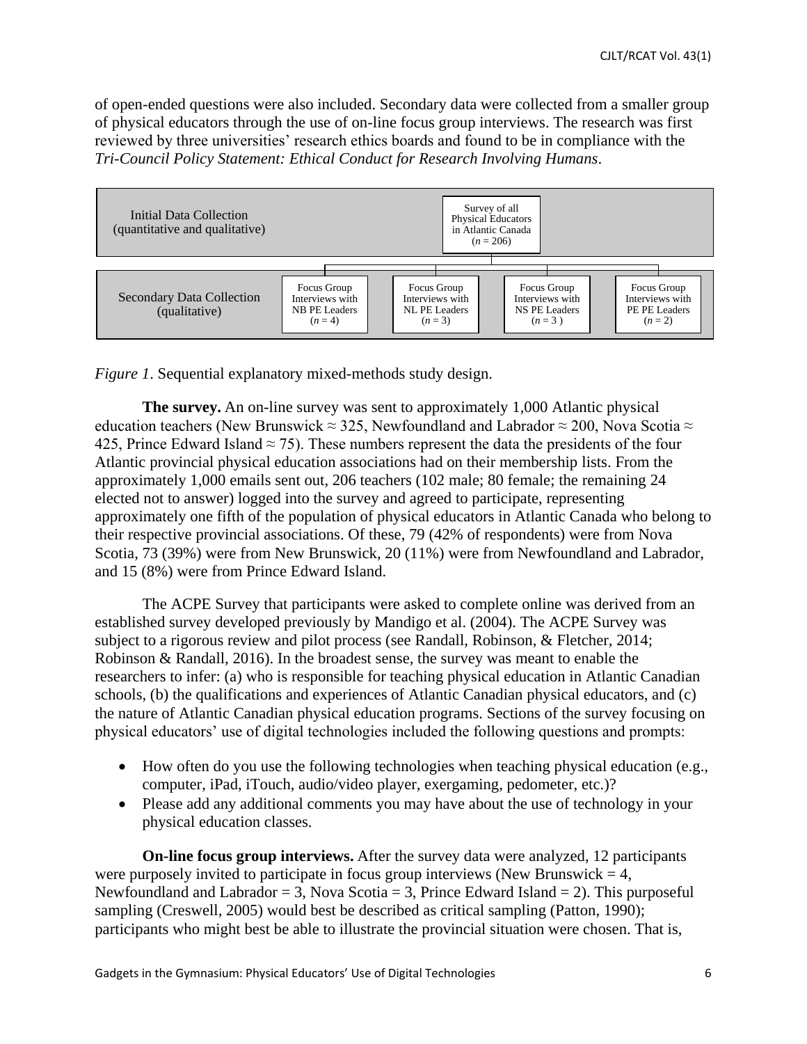of open-ended questions were also included. Secondary data were collected from a smaller group of physical educators through the use of on-line focus group interviews. The research was first reviewed by three universities' research ethics boards and found to be in compliance with the *Tri-Council Policy Statement: Ethical Conduct for Research Involving Humans*.

| Initial Data Collection (quantitative and qualitative) | Survey of all Physical Educators in Atlantic Canada ($n$ = 206) | | | |
|---|---|---|---|---|
| **Secondary Data Collection (qualitative)** | Focus Group Interviews with NB PE Leaders ($n$ = 4) | Focus Group Interviews with NL PE Leaders ($n$ = 3) | Focus Group Interviews with NS PE Leaders ($n$ = 3 ) | Focus Group Interviews with PE PE Leaders ($n$ = 2) |

*Figure 1*. Sequential explanatory mixed-methods study design.

**The survey.** An on-line survey was sent to approximately 1,000 Atlantic physical education teachers (New Brunswick ≈ 325, Newfoundland and Labrador ≈ 200, Nova Scotia ≈ 425, Prince Edward Island ≈ 75). These numbers represent the data the presidents of the four Atlantic provincial physical education associations had on their membership lists. From the approximately 1,000 emails sent out, 206 teachers (102 male; 80 female; the remaining 24 elected not to answer) logged into the survey and agreed to participate, representing approximately one fifth of the population of physical educators in Atlantic Canada who belong to their respective provincial associations. Of these, 79 (42% of respondents) were from Nova Scotia, 73 (39%) were from New Brunswick, 20 (11%) were from Newfoundland and Labrador, and 15 (8%) were from Prince Edward Island.

The ACPE Survey that participants were asked to complete online was derived from an established survey developed previously by Mandigo et al. (2004). The ACPE Survey was subject to a rigorous review and pilot process (see Randall, Robinson, & Fletcher, 2014; Robinson & Randall, 2016). In the broadest sense, the survey was meant to enable the researchers to infer: (a) who is responsible for teaching physical education in Atlantic Canadian schools, (b) the qualifications and experiences of Atlantic Canadian physical educators, and (c) the nature of Atlantic Canadian physical education programs. Sections of the survey focusing on physical educators' use of digital technologies included the following questions and prompts:

- How often do you use the following technologies when teaching physical education (e.g., computer, iPad, iTouch, audio/video player, exergaming, pedometer, etc.)?
- Please add any additional comments you may have about the use of technology in your physical education classes.

**On-line focus group interviews.** After the survey data were analyzed, 12 participants were purposely invited to participate in focus group interviews (New Brunswick = 4, Newfoundland and Labrador = 3, Nova Scotia = 3, Prince Edward Island = 2). This purposeful sampling (Creswell, 2005) would best be described as critical sampling (Patton, 1990); participants who might best be able to illustrate the provincial situation were chosen. That is,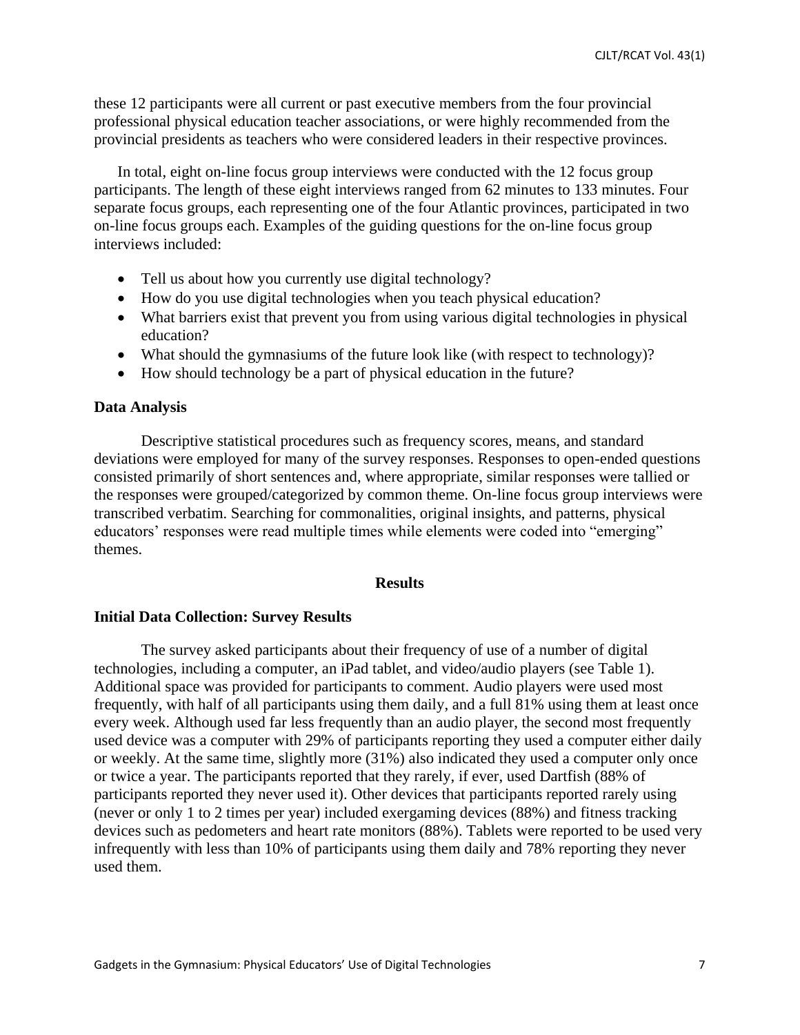these 12 participants were all current or past executive members from the four provincial professional physical education teacher associations, or were highly recommended from the provincial presidents as teachers who were considered leaders in their respective provinces.

In total, eight on-line focus group interviews were conducted with the 12 focus group participants. The length of these eight interviews ranged from 62 minutes to 133 minutes. Four separate focus groups, each representing one of the four Atlantic provinces, participated in two on-line focus groups each. Examples of the guiding questions for the on-line focus group interviews included:

- Tell us about how you currently use digital technology?
- How do you use digital technologies when you teach physical education?
- What barriers exist that prevent you from using various digital technologies in physical education?
- What should the gymnasiums of the future look like (with respect to technology)?
- How should technology be a part of physical education in the future?

### Data Analysis

Descriptive statistical procedures such as frequency scores, means, and standard deviations were employed for many of the survey responses. Responses to open-ended questions consisted primarily of short sentences and, where appropriate, similar responses were tallied or the responses were grouped/categorized by common theme. On-line focus group interviews were transcribed verbatim. Searching for commonalities, original insights, and patterns, physical educators' responses were read multiple times while elements were coded into "emerging" themes.

## Results

### Initial Data Collection: Survey Results

The survey asked participants about their frequency of use of a number of digital technologies, including a computer, an iPad tablet, and video/audio players (see Table 1). Additional space was provided for participants to comment. Audio players were used most frequently, with half of all participants using them daily, and a full 81% using them at least once every week. Although used far less frequently than an audio player, the second most frequently used device was a computer with 29% of participants reporting they used a computer either daily or weekly. At the same time, slightly more (31%) also indicated they used a computer only once or twice a year. The participants reported that they rarely, if ever, used Dartfish (88% of participants reported they never used it). Other devices that participants reported rarely using (never or only 1 to 2 times per year) included exergaming devices (88%) and fitness tracking devices such as pedometers and heart rate monitors (88%). Tablets were reported to be used very infrequently with less than 10% of participants using them daily and 78% reporting they never used them.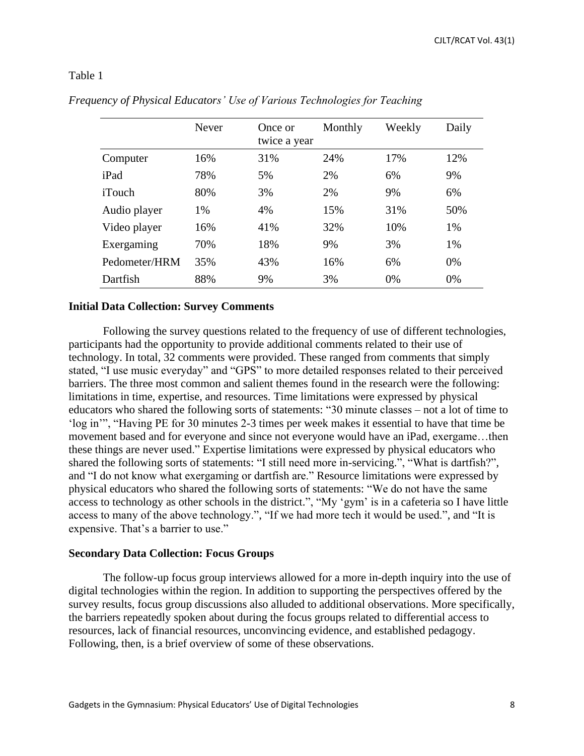Table 1

*Frequency of Physical Educators' Use of Various Technologies for Teaching*

| | Never | Once or twice a year | Monthly | Weekly | Daily |
|---|---|---|---|---|---|
| Computer | 16% | 31% | 24% | 17% | 12% |
| iPad | 78% | 5% | 2% | 6% | 9% |
| iTouch | 80% | 3% | 2% | 9% | 6% |
| Audio player | 1% | 4% | 15% | 31% | 50% |
| Video player | 16% | 41% | 32% | 10% | 1% |
| Exergaming | 70% | 18% | 9% | 3% | 1% |
| Pedometer/HRM | 35% | 43% | 16% | 6% | 0% |
| Dartfish | 88% | 9% | 3% | 0% | 0% |

**Initial Data Collection: Survey Comments**

Following the survey questions related to the frequency of use of different technologies, participants had the opportunity to provide additional comments related to their use of technology. In total, 32 comments were provided. These ranged from comments that simply stated, "I use music everyday" and "GPS" to more detailed responses related to their perceived barriers. The three most common and salient themes found in the research were the following: limitations in time, expertise, and resources. Time limitations were expressed by physical educators who shared the following sorts of statements: "30 minute classes – not a lot of time to 'log in'", "Having PE for 30 minutes 2-3 times per week makes it essential to have that time be movement based and for everyone and since not everyone would have an iPad, exergame…then these things are never used." Expertise limitations were expressed by physical educators who shared the following sorts of statements: "I still need more in-servicing.", "What is dartfish?", and "I do not know what exergaming or dartfish are." Resource limitations were expressed by physical educators who shared the following sorts of statements: "We do not have the same access to technology as other schools in the district.", "My 'gym' is in a cafeteria so I have little access to many of the above technology.", "If we had more tech it would be used.", and "It is expensive. That's a barrier to use."

**Secondary Data Collection: Focus Groups**

The follow-up focus group interviews allowed for a more in-depth inquiry into the use of digital technologies within the region. In addition to supporting the perspectives offered by the survey results, focus group discussions also alluded to additional observations. More specifically, the barriers repeatedly spoken about during the focus groups related to differential access to resources, lack of financial resources, unconvincing evidence, and established pedagogy. Following, then, is a brief overview of some of these observations.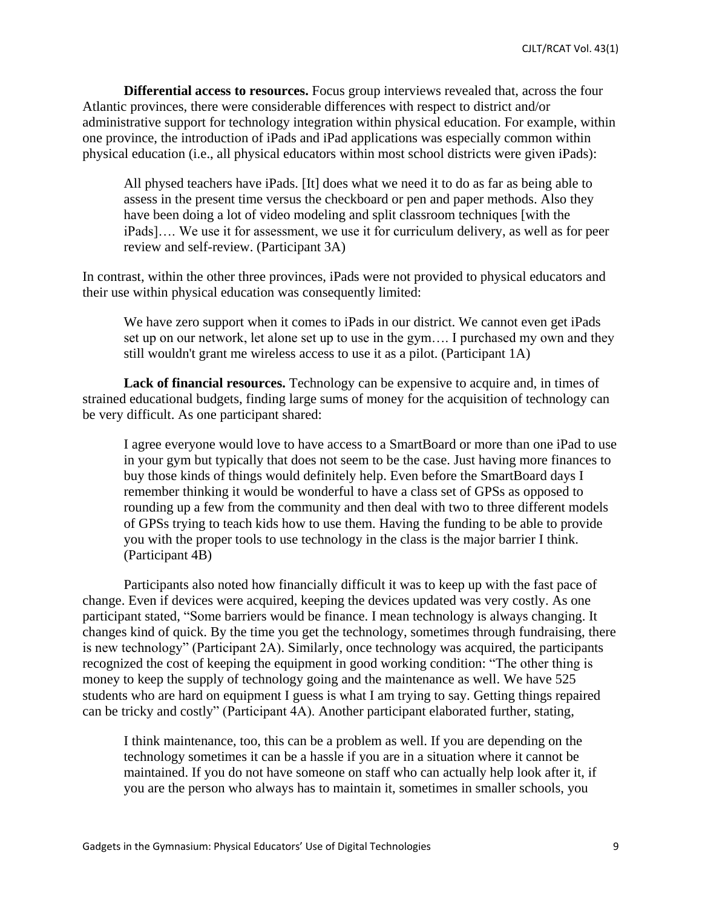**Differential access to resources.** Focus group interviews revealed that, across the four Atlantic provinces, there were considerable differences with respect to district and/or administrative support for technology integration within physical education. For example, within one province, the introduction of iPads and iPad applications was especially common within physical education (i.e., all physical educators within most school districts were given iPads):

> All physed teachers have iPads. [It] does what we need it to do as far as being able to assess in the present time versus the checkboard or pen and paper methods. Also they have been doing a lot of video modeling and split classroom techniques [with the iPads]…. We use it for assessment, we use it for curriculum delivery, as well as for peer review and self-review. (Participant 3A)

In contrast, within the other three provinces, iPads were not provided to physical educators and their use within physical education was consequently limited:

> We have zero support when it comes to iPads in our district. We cannot even get iPads set up on our network, let alone set up to use in the gym…. I purchased my own and they still wouldn't grant me wireless access to use it as a pilot. (Participant 1A)

**Lack of financial resources.** Technology can be expensive to acquire and, in times of strained educational budgets, finding large sums of money for the acquisition of technology can be very difficult. As one participant shared:

> I agree everyone would love to have access to a SmartBoard or more than one iPad to use in your gym but typically that does not seem to be the case. Just having more finances to buy those kinds of things would definitely help. Even before the SmartBoard days I remember thinking it would be wonderful to have a class set of GPSs as opposed to rounding up a few from the community and then deal with two to three different models of GPSs trying to teach kids how to use them. Having the funding to be able to provide you with the proper tools to use technology in the class is the major barrier I think. (Participant 4B)

Participants also noted how financially difficult it was to keep up with the fast pace of change. Even if devices were acquired, keeping the devices updated was very costly. As one participant stated, "Some barriers would be finance. I mean technology is always changing. It changes kind of quick. By the time you get the technology, sometimes through fundraising, there is new technology" (Participant 2A). Similarly, once technology was acquired, the participants recognized the cost of keeping the equipment in good working condition: "The other thing is money to keep the supply of technology going and the maintenance as well. We have 525 students who are hard on equipment I guess is what I am trying to say. Getting things repaired can be tricky and costly" (Participant 4A). Another participant elaborated further, stating,

> I think maintenance, too, this can be a problem as well. If you are depending on the technology sometimes it can be a hassle if you are in a situation where it cannot be maintained. If you do not have someone on staff who can actually help look after it, if you are the person who always has to maintain it, sometimes in smaller schools, you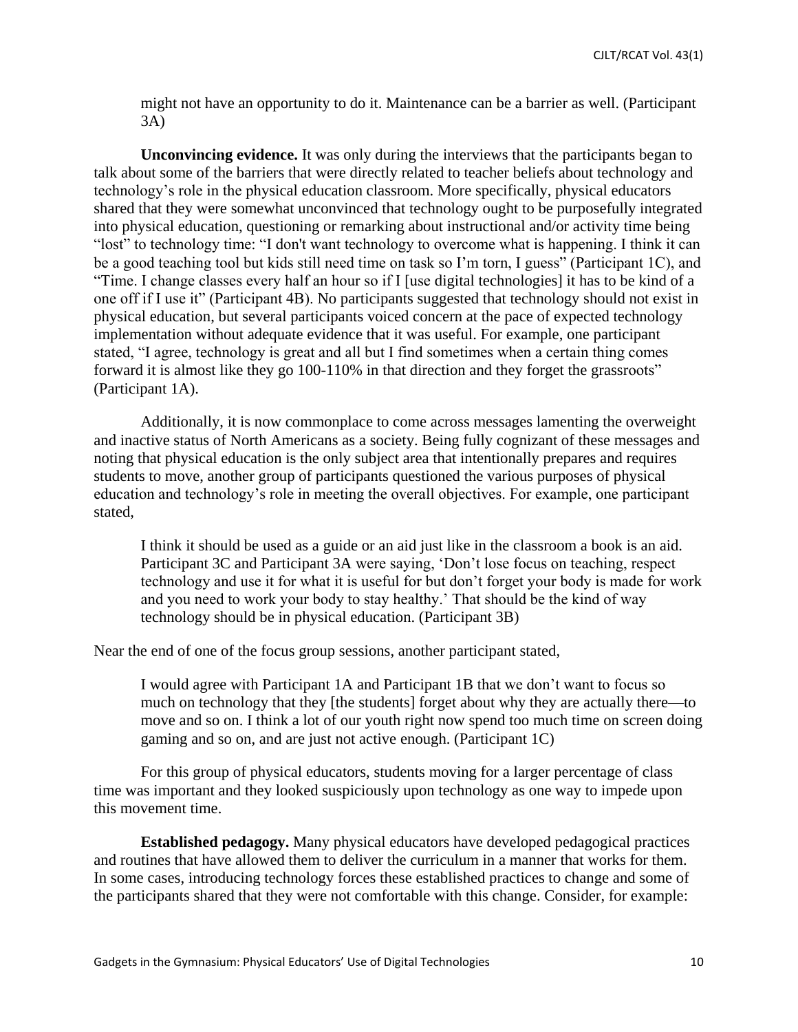> might not have an opportunity to do it. Maintenance can be a barrier as well. (Participant 3A)

**Unconvincing evidence.** It was only during the interviews that the participants began to talk about some of the barriers that were directly related to teacher beliefs about technology and technology's role in the physical education classroom. More specifically, physical educators shared that they were somewhat unconvinced that technology ought to be purposefully integrated into physical education, questioning or remarking about instructional and/or activity time being "lost" to technology time: "I don't want technology to overcome what is happening. I think it can be a good teaching tool but kids still need time on task so I'm torn, I guess" (Participant 1C), and "Time. I change classes every half an hour so if I [use digital technologies] it has to be kind of a one off if I use it" (Participant 4B). No participants suggested that technology should not exist in physical education, but several participants voiced concern at the pace of expected technology implementation without adequate evidence that it was useful. For example, one participant stated, "I agree, technology is great and all but I find sometimes when a certain thing comes forward it is almost like they go 100-110% in that direction and they forget the grassroots" (Participant 1A).

Additionally, it is now commonplace to come across messages lamenting the overweight and inactive status of North Americans as a society. Being fully cognizant of these messages and noting that physical education is the only subject area that intentionally prepares and requires students to move, another group of participants questioned the various purposes of physical education and technology's role in meeting the overall objectives. For example, one participant stated,

> I think it should be used as a guide or an aid just like in the classroom a book is an aid. Participant 3C and Participant 3A were saying, 'Don't lose focus on teaching, respect technology and use it for what it is useful for but don't forget your body is made for work and you need to work your body to stay healthy.' That should be the kind of way technology should be in physical education. (Participant 3B)

Near the end of one of the focus group sessions, another participant stated,

> I would agree with Participant 1A and Participant 1B that we don't want to focus so much on technology that they [the students] forget about why they are actually there—to move and so on. I think a lot of our youth right now spend too much time on screen doing gaming and so on, and are just not active enough. (Participant 1C)

For this group of physical educators, students moving for a larger percentage of class time was important and they looked suspiciously upon technology as one way to impede upon this movement time.

**Established pedagogy.** Many physical educators have developed pedagogical practices and routines that have allowed them to deliver the curriculum in a manner that works for them. In some cases, introducing technology forces these established practices to change and some of the participants shared that they were not comfortable with this change. Consider, for example: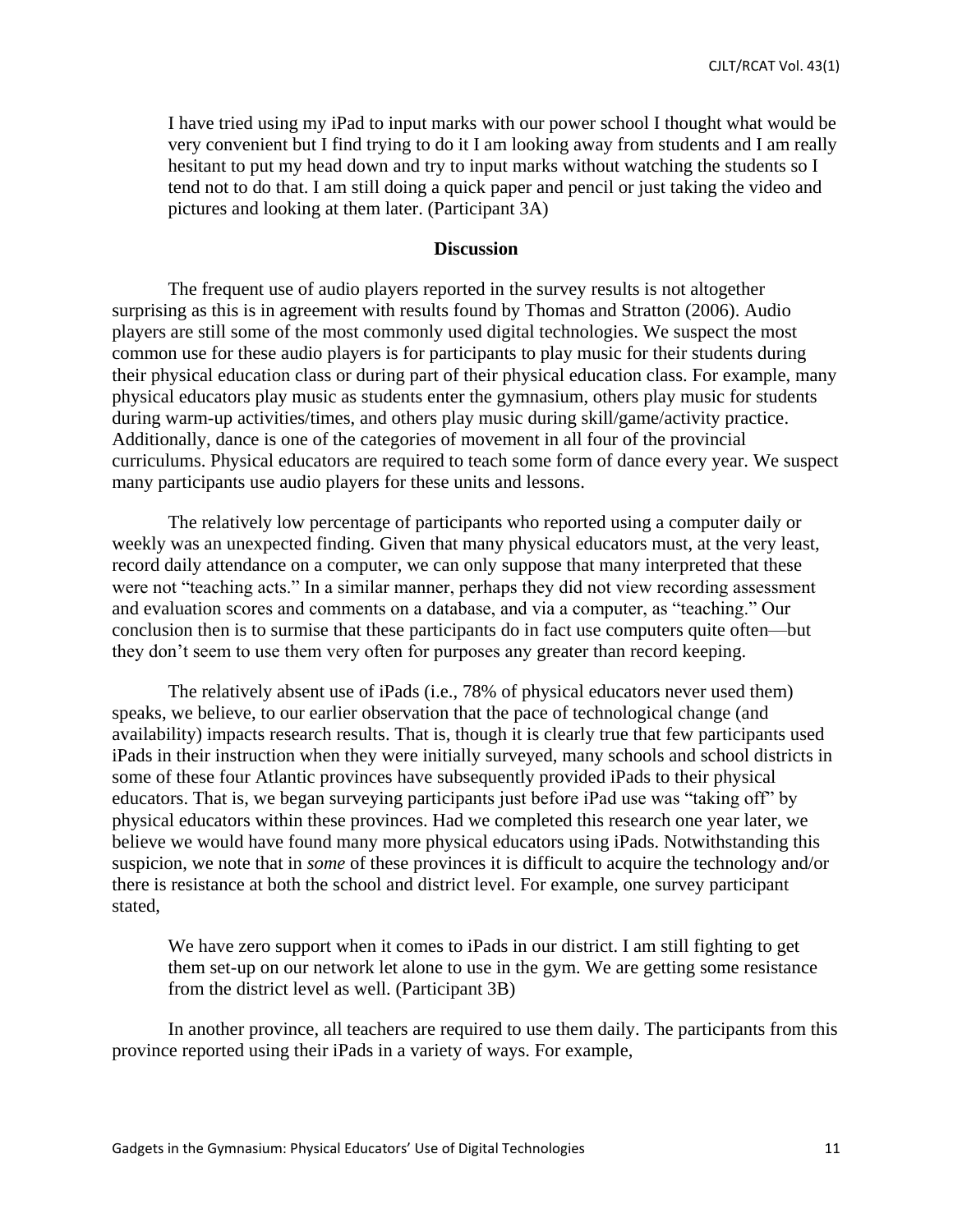> I have tried using my iPad to input marks with our power school I thought what would be very convenient but I find trying to do it I am looking away from students and I am really hesitant to put my head down and try to input marks without watching the students so I tend not to do that. I am still doing a quick paper and pencil or just taking the video and pictures and looking at them later. (Participant 3A)

## Discussion

The frequent use of audio players reported in the survey results is not altogether surprising as this is in agreement with results found by Thomas and Stratton (2006). Audio players are still some of the most commonly used digital technologies. We suspect the most common use for these audio players is for participants to play music for their students during their physical education class or during part of their physical education class. For example, many physical educators play music as students enter the gymnasium, others play music for students during warm-up activities/times, and others play music during skill/game/activity practice. Additionally, dance is one of the categories of movement in all four of the provincial curriculums. Physical educators are required to teach some form of dance every year. We suspect many participants use audio players for these units and lessons.

The relatively low percentage of participants who reported using a computer daily or weekly was an unexpected finding. Given that many physical educators must, at the very least, record daily attendance on a computer, we can only suppose that many interpreted that these were not "teaching acts." In a similar manner, perhaps they did not view recording assessment and evaluation scores and comments on a database, and via a computer, as "teaching." Our conclusion then is to surmise that these participants do in fact use computers quite often—but they don't seem to use them very often for purposes any greater than record keeping.

The relatively absent use of iPads (i.e., 78% of physical educators never used them) speaks, we believe, to our earlier observation that the pace of technological change (and availability) impacts research results. That is, though it is clearly true that few participants used iPads in their instruction when they were initially surveyed, many schools and school districts in some of these four Atlantic provinces have subsequently provided iPads to their physical educators. That is, we began surveying participants just before iPad use was "taking off" by physical educators within these provinces. Had we completed this research one year later, we believe we would have found many more physical educators using iPads. Notwithstanding this suspicion, we note that in *some* of these provinces it is difficult to acquire the technology and/or there is resistance at both the school and district level. For example, one survey participant stated,

> We have zero support when it comes to iPads in our district. I am still fighting to get them set-up on our network let alone to use in the gym. We are getting some resistance from the district level as well. (Participant 3B)

In another province, all teachers are required to use them daily. The participants from this province reported using their iPads in a variety of ways. For example,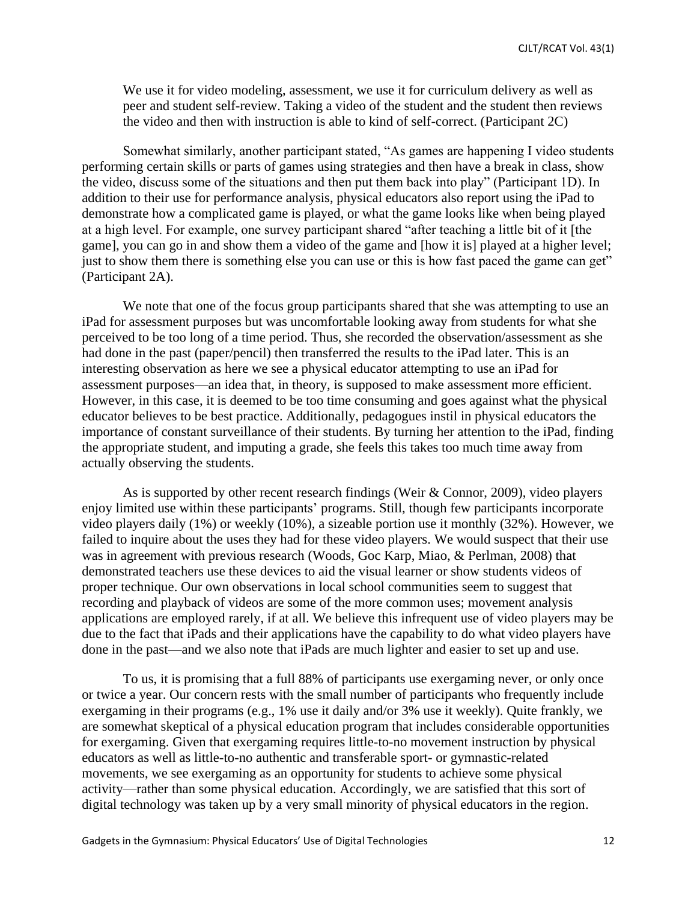> We use it for video modeling, assessment, we use it for curriculum delivery as well as peer and student self-review. Taking a video of the student and the student then reviews the video and then with instruction is able to kind of self-correct. (Participant 2C)

Somewhat similarly, another participant stated, "As games are happening I video students performing certain skills or parts of games using strategies and then have a break in class, show the video, discuss some of the situations and then put them back into play" (Participant 1D). In addition to their use for performance analysis, physical educators also report using the iPad to demonstrate how a complicated game is played, or what the game looks like when being played at a high level. For example, one survey participant shared "after teaching a little bit of it [the game], you can go in and show them a video of the game and [how it is] played at a higher level; just to show them there is something else you can use or this is how fast paced the game can get" (Participant 2A).

We note that one of the focus group participants shared that she was attempting to use an iPad for assessment purposes but was uncomfortable looking away from students for what she perceived to be too long of a time period. Thus, she recorded the observation/assessment as she had done in the past (paper/pencil) then transferred the results to the iPad later. This is an interesting observation as here we see a physical educator attempting to use an iPad for assessment purposes—an idea that, in theory, is supposed to make assessment more efficient. However, in this case, it is deemed to be too time consuming and goes against what the physical educator believes to be best practice. Additionally, pedagogues instil in physical educators the importance of constant surveillance of their students. By turning her attention to the iPad, finding the appropriate student, and imputing a grade, she feels this takes too much time away from actually observing the students.

As is supported by other recent research findings (Weir & Connor, 2009), video players enjoy limited use within these participants' programs. Still, though few participants incorporate video players daily (1%) or weekly (10%), a sizeable portion use it monthly (32%). However, we failed to inquire about the uses they had for these video players. We would suspect that their use was in agreement with previous research (Woods, Goc Karp, Miao, & Perlman, 2008) that demonstrated teachers use these devices to aid the visual learner or show students videos of proper technique. Our own observations in local school communities seem to suggest that recording and playback of videos are some of the more common uses; movement analysis applications are employed rarely, if at all. We believe this infrequent use of video players may be due to the fact that iPads and their applications have the capability to do what video players have done in the past—and we also note that iPads are much lighter and easier to set up and use.

To us, it is promising that a full 88% of participants use exergaming never, or only once or twice a year. Our concern rests with the small number of participants who frequently include exergaming in their programs (e.g., 1% use it daily and/or 3% use it weekly). Quite frankly, we are somewhat skeptical of a physical education program that includes considerable opportunities for exergaming. Given that exergaming requires little-to-no movement instruction by physical educators as well as little-to-no authentic and transferable sport- or gymnastic-related movements, we see exergaming as an opportunity for students to achieve some physical activity—rather than some physical education. Accordingly, we are satisfied that this sort of digital technology was taken up by a very small minority of physical educators in the region.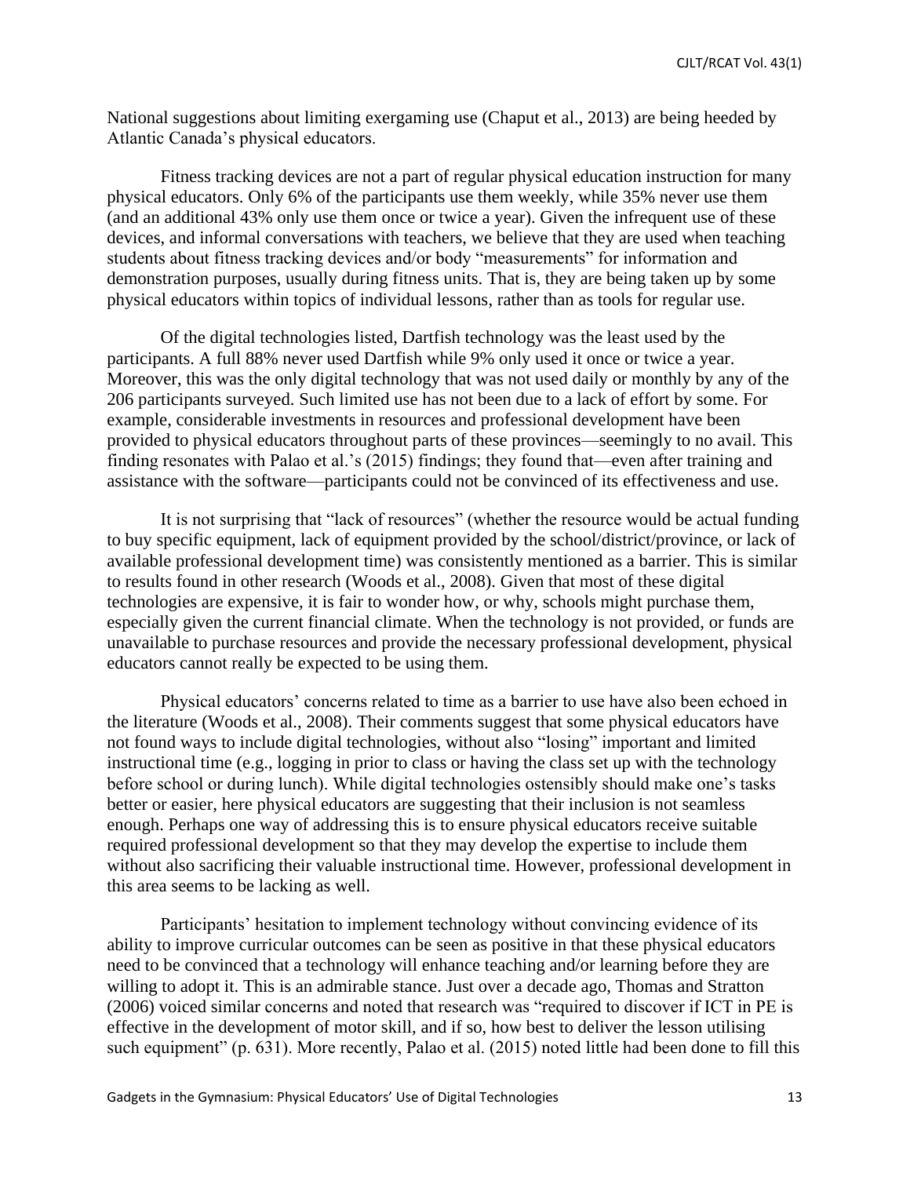National suggestions about limiting exergaming use (Chaput et al., 2013) are being heeded by Atlantic Canada's physical educators.

Fitness tracking devices are not a part of regular physical education instruction for many physical educators. Only 6% of the participants use them weekly, while 35% never use them (and an additional 43% only use them once or twice a year). Given the infrequent use of these devices, and informal conversations with teachers, we believe that they are used when teaching students about fitness tracking devices and/or body "measurements" for information and demonstration purposes, usually during fitness units. That is, they are being taken up by some physical educators within topics of individual lessons, rather than as tools for regular use.

Of the digital technologies listed, Dartfish technology was the least used by the participants. A full 88% never used Dartfish while 9% only used it once or twice a year. Moreover, this was the only digital technology that was not used daily or monthly by any of the 206 participants surveyed. Such limited use has not been due to a lack of effort by some. For example, considerable investments in resources and professional development have been provided to physical educators throughout parts of these provinces—seemingly to no avail. This finding resonates with Palao et al.'s (2015) findings; they found that—even after training and assistance with the software—participants could not be convinced of its effectiveness and use.

It is not surprising that "lack of resources" (whether the resource would be actual funding to buy specific equipment, lack of equipment provided by the school/district/province, or lack of available professional development time) was consistently mentioned as a barrier. This is similar to results found in other research (Woods et al., 2008). Given that most of these digital technologies are expensive, it is fair to wonder how, or why, schools might purchase them, especially given the current financial climate. When the technology is not provided, or funds are unavailable to purchase resources and provide the necessary professional development, physical educators cannot really be expected to be using them.

Physical educators' concerns related to time as a barrier to use have also been echoed in the literature (Woods et al., 2008). Their comments suggest that some physical educators have not found ways to include digital technologies, without also "losing" important and limited instructional time (e.g., logging in prior to class or having the class set up with the technology before school or during lunch). While digital technologies ostensibly should make one's tasks better or easier, here physical educators are suggesting that their inclusion is not seamless enough. Perhaps one way of addressing this is to ensure physical educators receive suitable required professional development so that they may develop the expertise to include them without also sacrificing their valuable instructional time. However, professional development in this area seems to be lacking as well.

Participants' hesitation to implement technology without convincing evidence of its ability to improve curricular outcomes can be seen as positive in that these physical educators need to be convinced that a technology will enhance teaching and/or learning before they are willing to adopt it. This is an admirable stance. Just over a decade ago, Thomas and Stratton (2006) voiced similar concerns and noted that research was "required to discover if ICT in PE is effective in the development of motor skill, and if so, how best to deliver the lesson utilising such equipment" (p. 631). More recently, Palao et al. (2015) noted little had been done to fill this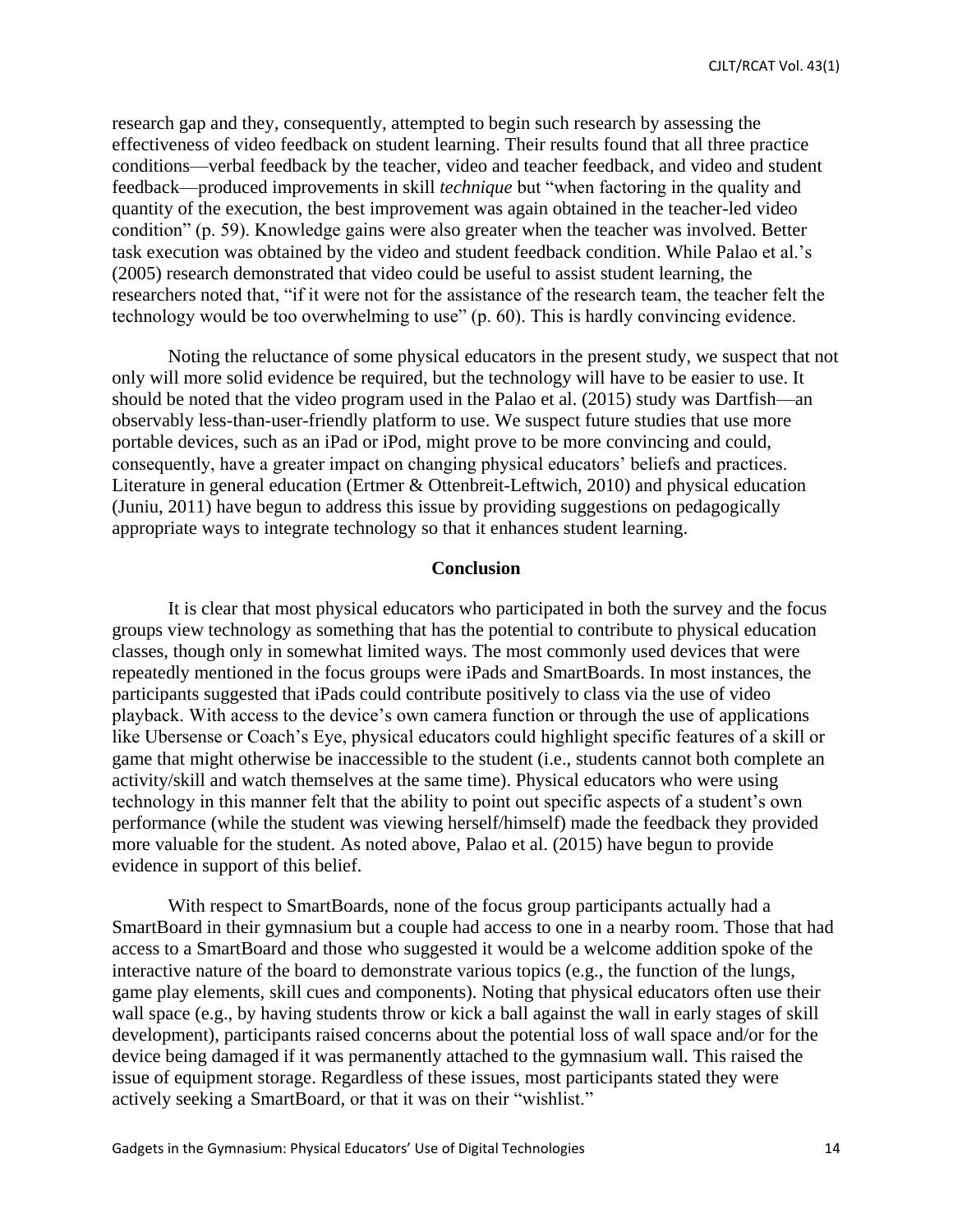research gap and they, consequently, attempted to begin such research by assessing the effectiveness of video feedback on student learning. Their results found that all three practice conditions—verbal feedback by the teacher, video and teacher feedback, and video and student feedback—produced improvements in skill *technique* but "when factoring in the quality and quantity of the execution, the best improvement was again obtained in the teacher-led video condition" (p. 59). Knowledge gains were also greater when the teacher was involved. Better task execution was obtained by the video and student feedback condition. While Palao et al.'s (2005) research demonstrated that video could be useful to assist student learning, the researchers noted that, "if it were not for the assistance of the research team, the teacher felt the technology would be too overwhelming to use" (p. 60). This is hardly convincing evidence.

Noting the reluctance of some physical educators in the present study, we suspect that not only will more solid evidence be required, but the technology will have to be easier to use. It should be noted that the video program used in the Palao et al. (2015) study was Dartfish—an observably less-than-user-friendly platform to use. We suspect future studies that use more portable devices, such as an iPad or iPod, might prove to be more convincing and could, consequently, have a greater impact on changing physical educators' beliefs and practices. Literature in general education (Ertmer & Ottenbreit-Leftwich, 2010) and physical education (Juniu, 2011) have begun to address this issue by providing suggestions on pedagogically appropriate ways to integrate technology so that it enhances student learning.

## Conclusion

It is clear that most physical educators who participated in both the survey and the focus groups view technology as something that has the potential to contribute to physical education classes, though only in somewhat limited ways. The most commonly used devices that were repeatedly mentioned in the focus groups were iPads and SmartBoards. In most instances, the participants suggested that iPads could contribute positively to class via the use of video playback. With access to the device's own camera function or through the use of applications like Ubersense or Coach's Eye, physical educators could highlight specific features of a skill or game that might otherwise be inaccessible to the student (i.e., students cannot both complete an activity/skill and watch themselves at the same time). Physical educators who were using technology in this manner felt that the ability to point out specific aspects of a student's own performance (while the student was viewing herself/himself) made the feedback they provided more valuable for the student. As noted above, Palao et al. (2015) have begun to provide evidence in support of this belief.

With respect to SmartBoards, none of the focus group participants actually had a SmartBoard in their gymnasium but a couple had access to one in a nearby room. Those that had access to a SmartBoard and those who suggested it would be a welcome addition spoke of the interactive nature of the board to demonstrate various topics (e.g., the function of the lungs, game play elements, skill cues and components). Noting that physical educators often use their wall space (e.g., by having students throw or kick a ball against the wall in early stages of skill development), participants raised concerns about the potential loss of wall space and/or for the device being damaged if it was permanently attached to the gymnasium wall. This raised the issue of equipment storage. Regardless of these issues, most participants stated they were actively seeking a SmartBoard, or that it was on their "wishlist."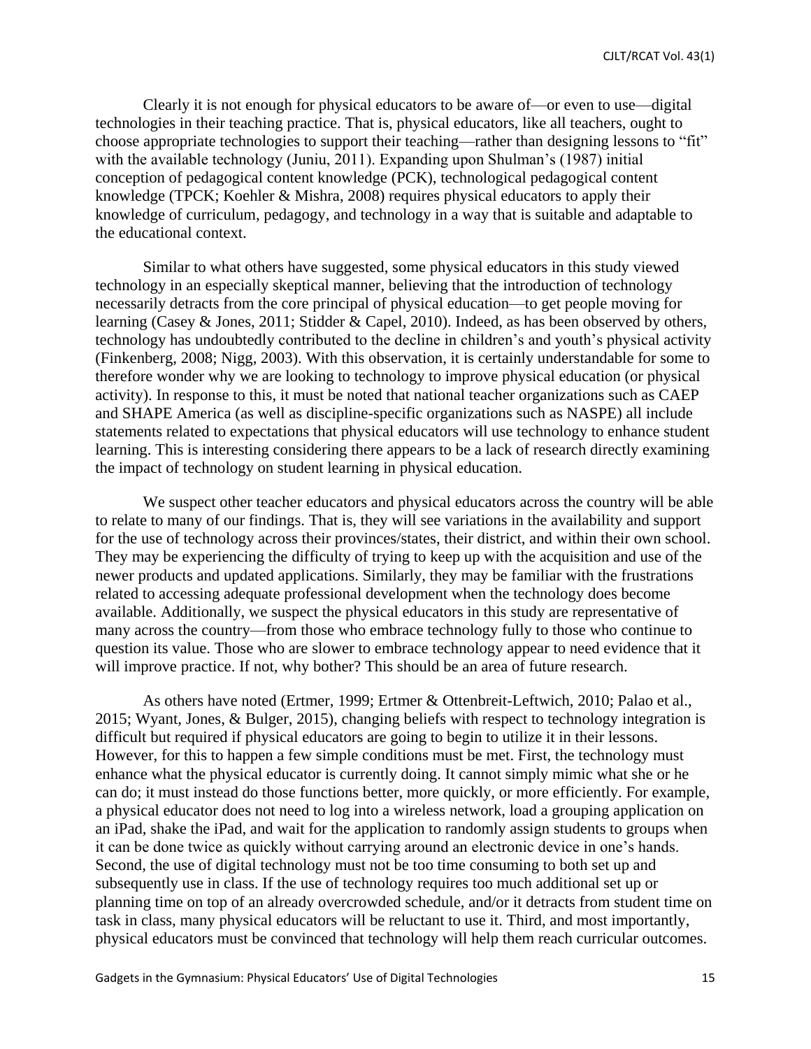Clearly it is not enough for physical educators to be aware of—or even to use—digital technologies in their teaching practice. That is, physical educators, like all teachers, ought to choose appropriate technologies to support their teaching—rather than designing lessons to "fit" with the available technology (Juniu, 2011). Expanding upon Shulman's (1987) initial conception of pedagogical content knowledge (PCK), technological pedagogical content knowledge (TPCK; Koehler & Mishra, 2008) requires physical educators to apply their knowledge of curriculum, pedagogy, and technology in a way that is suitable and adaptable to the educational context.

Similar to what others have suggested, some physical educators in this study viewed technology in an especially skeptical manner, believing that the introduction of technology necessarily detracts from the core principal of physical education—to get people moving for learning (Casey & Jones, 2011; Stidder & Capel, 2010). Indeed, as has been observed by others, technology has undoubtedly contributed to the decline in children's and youth's physical activity (Finkenberg, 2008; Nigg, 2003). With this observation, it is certainly understandable for some to therefore wonder why we are looking to technology to improve physical education (or physical activity). In response to this, it must be noted that national teacher organizations such as CAEP and SHAPE America (as well as discipline-specific organizations such as NASPE) all include statements related to expectations that physical educators will use technology to enhance student learning. This is interesting considering there appears to be a lack of research directly examining the impact of technology on student learning in physical education.

We suspect other teacher educators and physical educators across the country will be able to relate to many of our findings. That is, they will see variations in the availability and support for the use of technology across their provinces/states, their district, and within their own school. They may be experiencing the difficulty of trying to keep up with the acquisition and use of the newer products and updated applications. Similarly, they may be familiar with the frustrations related to accessing adequate professional development when the technology does become available. Additionally, we suspect the physical educators in this study are representative of many across the country—from those who embrace technology fully to those who continue to question its value. Those who are slower to embrace technology appear to need evidence that it will improve practice. If not, why bother? This should be an area of future research.

As others have noted (Ertmer, 1999; Ertmer & Ottenbreit-Leftwich, 2010; Palao et al., 2015; Wyant, Jones, & Bulger, 2015), changing beliefs with respect to technology integration is difficult but required if physical educators are going to begin to utilize it in their lessons. However, for this to happen a few simple conditions must be met. First, the technology must enhance what the physical educator is currently doing. It cannot simply mimic what she or he can do; it must instead do those functions better, more quickly, or more efficiently. For example, a physical educator does not need to log into a wireless network, load a grouping application on an iPad, shake the iPad, and wait for the application to randomly assign students to groups when it can be done twice as quickly without carrying around an electronic device in one's hands. Second, the use of digital technology must not be too time consuming to both set up and subsequently use in class. If the use of technology requires too much additional set up or planning time on top of an already overcrowded schedule, and/or it detracts from student time on task in class, many physical educators will be reluctant to use it. Third, and most importantly, physical educators must be convinced that technology will help them reach curricular outcomes.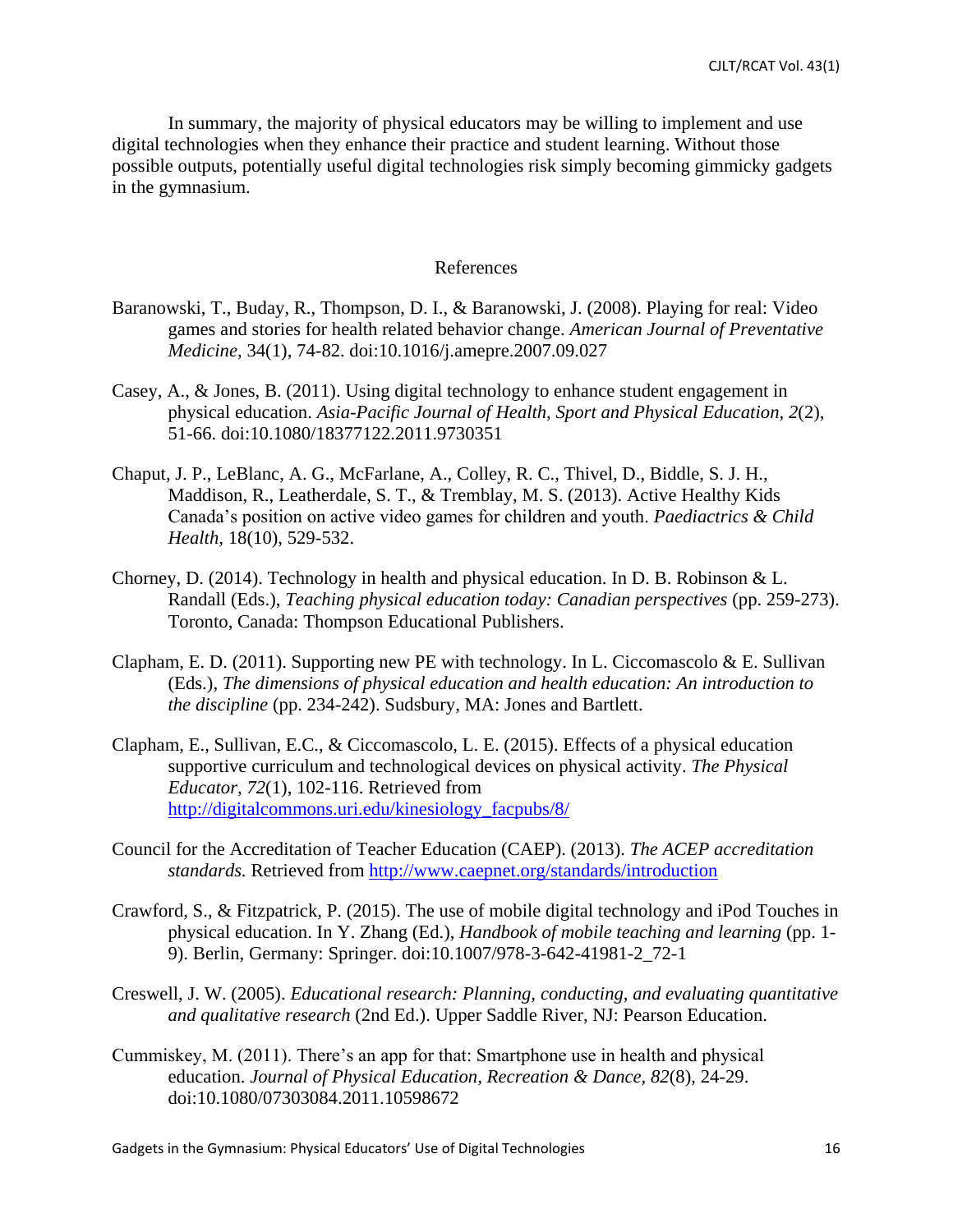In summary, the majority of physical educators may be willing to implement and use digital technologies when they enhance their practice and student learning. Without those possible outputs, potentially useful digital technologies risk simply becoming gimmicky gadgets in the gymnasium.

## References

Baranowski, T., Buday, R., Thompson, D. I., & Baranowski, J. (2008). Playing for real: Video games and stories for health related behavior change. *American Journal of Preventative Medicine,* 34(1), 74-82. doi:10.1016/j.amepre.2007.09.027

Casey, A., & Jones, B. (2011). Using digital technology to enhance student engagement in physical education. *Asia-Pacific Journal of Health, Sport and Physical Education, 2*(2), 51-66. doi:10.1080/18377122.2011.9730351

Chaput, J. P., LeBlanc, A. G., McFarlane, A., Colley, R. C., Thivel, D., Biddle, S. J. H., Maddison, R., Leatherdale, S. T., & Tremblay, M. S. (2013). Active Healthy Kids Canada's position on active video games for children and youth. *Paediactrics & Child Health,* 18(10), 529-532.

Chorney, D. (2014). Technology in health and physical education. In D. B. Robinson & L. Randall (Eds.), *Teaching physical education today: Canadian perspectives* (pp. 259-273). Toronto, Canada: Thompson Educational Publishers.

Clapham, E. D. (2011). Supporting new PE with technology. In L. Ciccomascolo & E. Sullivan (Eds.), *The dimensions of physical education and health education: An introduction to the discipline* (pp. 234-242). Sudsbury, MA: Jones and Bartlett.

Clapham, E., Sullivan, E.C., & Ciccomascolo, L. E. (2015). Effects of a physical education supportive curriculum and technological devices on physical activity. *The Physical Educator, 72*(1), 102-116. Retrieved from http://digitalcommons.uri.edu/kinesiology_facpubs/8/

Council for the Accreditation of Teacher Education (CAEP). (2013). *The ACEP accreditation standards.* Retrieved from http://www.caepnet.org/standards/introduction

Crawford, S., & Fitzpatrick, P. (2015). The use of mobile digital technology and iPod Touches in physical education. In Y. Zhang (Ed.), *Handbook of mobile teaching and learning* (pp. 1-9). Berlin, Germany: Springer. doi:10.1007/978-3-642-41981-2_72-1

Creswell, J. W. (2005). *Educational research: Planning, conducting, and evaluating quantitative and qualitative research* (2nd Ed.). Upper Saddle River, NJ: Pearson Education.

Cummiskey, M. (2011). There's an app for that: Smartphone use in health and physical education. *Journal of Physical Education, Recreation & Dance, 82*(8), 24-29. doi:10.1080/07303084.2011.10598672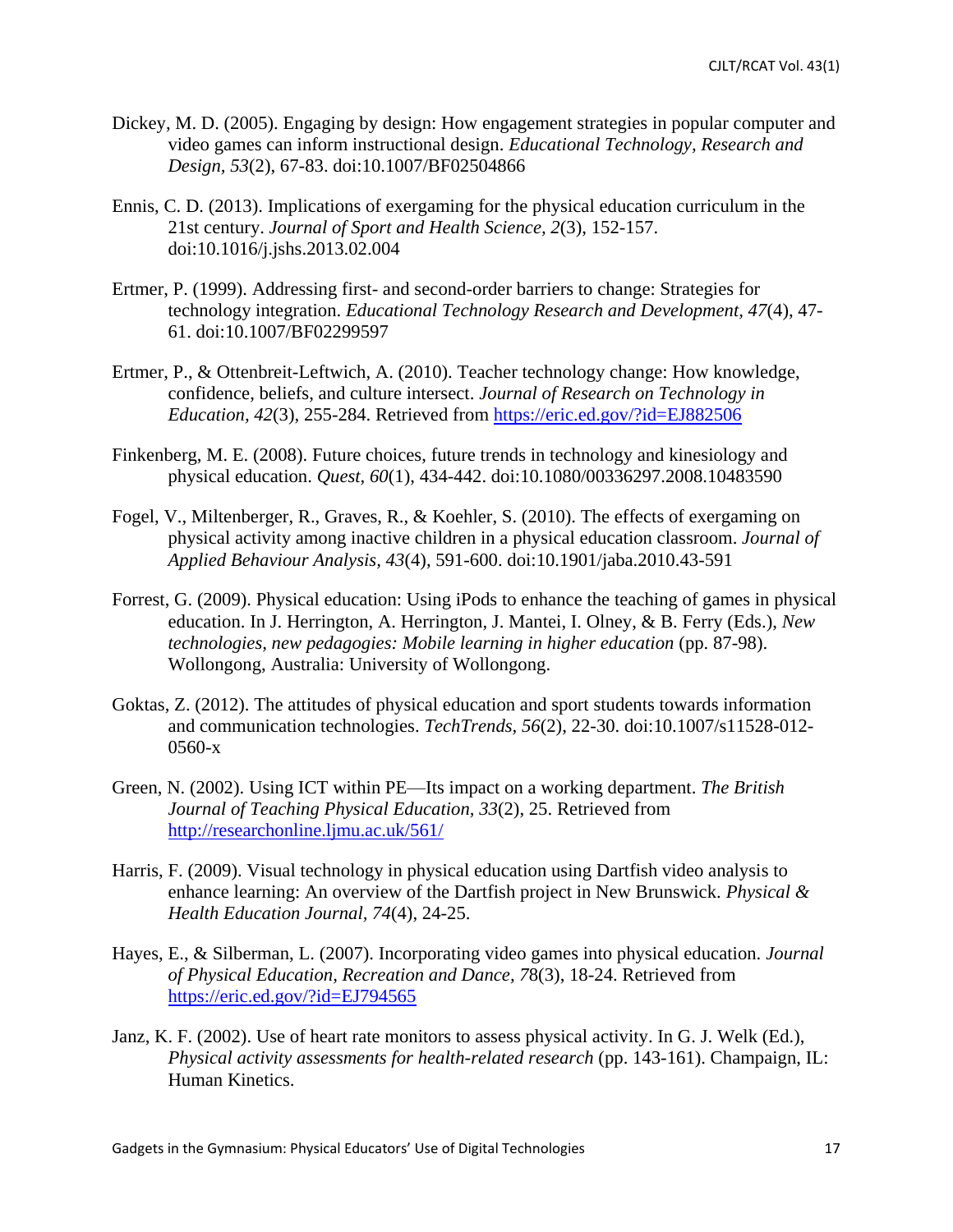Dickey, M. D. (2005). Engaging by design: How engagement strategies in popular computer and video games can inform instructional design. *Educational Technology, Research and Design, 53*(2), 67-83. doi:10.1007/BF02504866

Ennis, C. D. (2013). Implications of exergaming for the physical education curriculum in the 21st century. *Journal of Sport and Health Science, 2*(3), 152-157. doi:10.1016/j.jshs.2013.02.004

Ertmer, P. (1999). Addressing first- and second-order barriers to change: Strategies for technology integration. *Educational Technology Research and Development, 47*(4), 47-61. doi:10.1007/BF02299597

Ertmer, P., & Ottenbreit-Leftwich, A. (2010). Teacher technology change: How knowledge, confidence, beliefs, and culture intersect. *Journal of Research on Technology in Education, 42*(3), 255-284. Retrieved from https://eric.ed.gov/?id=EJ882506

Finkenberg, M. E. (2008). Future choices, future trends in technology and kinesiology and physical education. *Quest, 60*(1), 434-442. doi:10.1080/00336297.2008.10483590

Fogel, V., Miltenberger, R., Graves, R., & Koehler, S. (2010). The effects of exergaming on physical activity among inactive children in a physical education classroom. *Journal of Applied Behaviour Analysis, 43*(4), 591-600. doi:10.1901/jaba.2010.43-591

Forrest, G. (2009). Physical education: Using iPods to enhance the teaching of games in physical education. In J. Herrington, A. Herrington, J. Mantei, I. Olney, & B. Ferry (Eds.), *New technologies, new pedagogies: Mobile learning in higher education* (pp. 87-98). Wollongong, Australia: University of Wollongong.

Goktas, Z. (2012). The attitudes of physical education and sport students towards information and communication technologies. *TechTrends, 56*(2), 22-30. doi:10.1007/s11528-012-0560-x

Green, N. (2002). Using ICT within PE—Its impact on a working department. *The British Journal of Teaching Physical Education, 33*(2), 25. Retrieved from http://researchonline.ljmu.ac.uk/561/

Harris, F. (2009). Visual technology in physical education using Dartfish video analysis to enhance learning: An overview of the Dartfish project in New Brunswick. *Physical & Health Education Journal, 74*(4), 24-25.

Hayes, E., & Silberman, L. (2007). Incorporating video games into physical education. *Journal of Physical Education, Recreation and Dance, 78*(3), 18-24. Retrieved from https://eric.ed.gov/?id=EJ794565

Janz, K. F. (2002). Use of heart rate monitors to assess physical activity. In G. J. Welk (Ed.), *Physical activity assessments for health-related research* (pp. 143-161). Champaign, IL: Human Kinetics.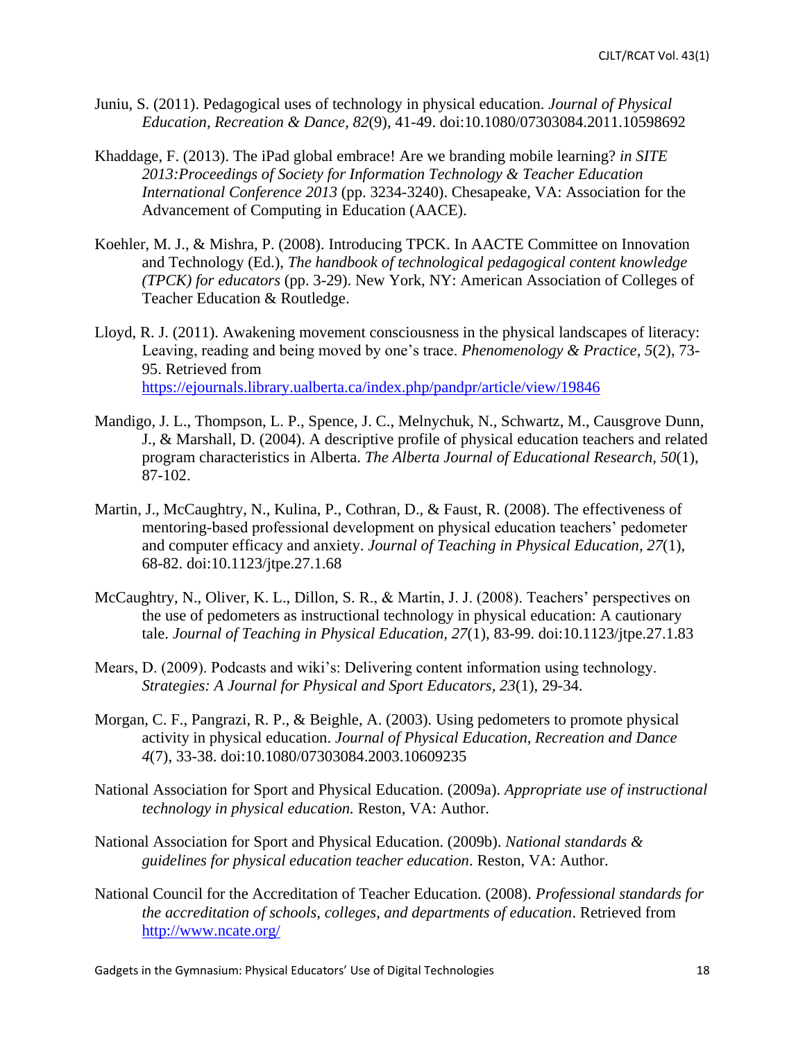Juniu, S. (2011). Pedagogical uses of technology in physical education. *Journal of Physical Education, Recreation & Dance, 82*(9), 41-49. doi:10.1080/07303084.2011.10598692

Khaddage, F. (2013). The iPad global embrace! Are we branding mobile learning? *in SITE 2013:Proceedings of Society for Information Technology & Teacher Education International Conference 2013* (pp. 3234-3240). Chesapeake, VA: Association for the Advancement of Computing in Education (AACE).

Koehler, M. J., & Mishra, P. (2008). Introducing TPCK. In AACTE Committee on Innovation and Technology (Ed.), *The handbook of technological pedagogical content knowledge (TPCK) for educators* (pp. 3-29). New York, NY: American Association of Colleges of Teacher Education & Routledge.

Lloyd, R. J. (2011). Awakening movement consciousness in the physical landscapes of literacy: Leaving, reading and being moved by one's trace. *Phenomenology & Practice, 5*(2), 73-95. Retrieved from https://ejournals.library.ualberta.ca/index.php/pandpr/article/view/19846

Mandigo, J. L., Thompson, L. P., Spence, J. C., Melnychuk, N., Schwartz, M., Causgrove Dunn, J., & Marshall, D. (2004). A descriptive profile of physical education teachers and related program characteristics in Alberta. *The Alberta Journal of Educational Research, 50*(1), 87-102.

Martin, J., McCaughtry, N., Kulina, P., Cothran, D., & Faust, R. (2008). The effectiveness of mentoring-based professional development on physical education teachers' pedometer and computer efficacy and anxiety. *Journal of Teaching in Physical Education, 27*(1), 68-82. doi:10.1123/jtpe.27.1.68

McCaughtry, N., Oliver, K. L., Dillon, S. R., & Martin, J. J. (2008). Teachers' perspectives on the use of pedometers as instructional technology in physical education: A cautionary tale. *Journal of Teaching in Physical Education, 27*(1), 83-99. doi:10.1123/jtpe.27.1.83

Mears, D. (2009). Podcasts and wiki's: Delivering content information using technology. *Strategies: A Journal for Physical and Sport Educators, 23*(1), 29-34.

Morgan, C. F., Pangrazi, R. P., & Beighle, A. (2003). Using pedometers to promote physical activity in physical education. *Journal of Physical Education, Recreation and Dance 4*(7), 33-38. doi:10.1080/07303084.2003.10609235

National Association for Sport and Physical Education. (2009a). *Appropriate use of instructional technology in physical education.* Reston, VA: Author.

National Association for Sport and Physical Education. (2009b). *National standards & guidelines for physical education teacher education*. Reston, VA: Author.

National Council for the Accreditation of Teacher Education. (2008). *Professional standards for the accreditation of schools, colleges, and departments of education*. Retrieved from http://www.ncate.org/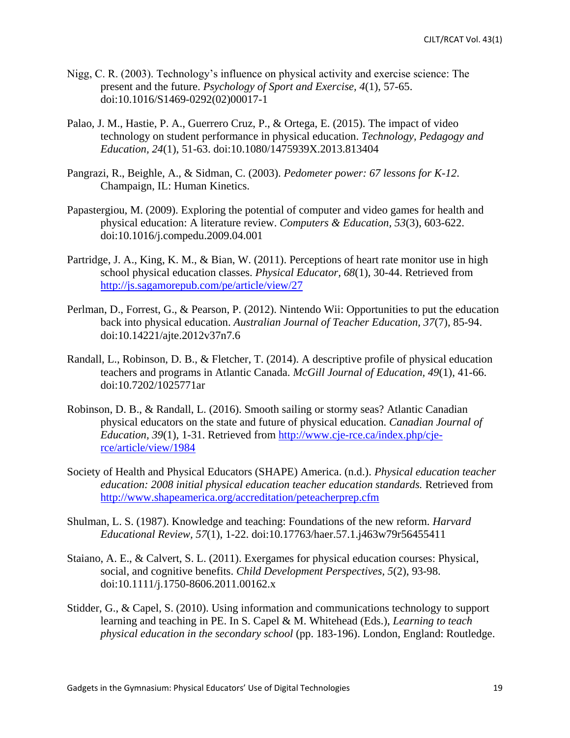Nigg, C. R. (2003). Technology's influence on physical activity and exercise science: The present and the future. *Psychology of Sport and Exercise, 4*(1), 57-65. doi:10.1016/S1469-0292(02)00017-1

Palao, J. M., Hastie, P. A., Guerrero Cruz, P., & Ortega, E. (2015). The impact of video technology on student performance in physical education. *Technology, Pedagogy and Education, 24*(1), 51-63. doi:10.1080/1475939X.2013.813404

Pangrazi, R., Beighle, A., & Sidman, C. (2003). *Pedometer power: 67 lessons for K-12*. Champaign, IL: Human Kinetics.

Papastergiou, M. (2009). Exploring the potential of computer and video games for health and physical education: A literature review. *Computers & Education, 53*(3), 603-622. doi:10.1016/j.compedu.2009.04.001

Partridge, J. A., King, K. M., & Bian, W. (2011). Perceptions of heart rate monitor use in high school physical education classes. *Physical Educator, 68*(1), 30-44. Retrieved from http://js.sagamorepub.com/pe/article/view/27

Perlman, D., Forrest, G., & Pearson, P. (2012). Nintendo Wii: Opportunities to put the education back into physical education. *Australian Journal of Teacher Education, 37*(7), 85-94. doi:10.14221/ajte.2012v37n7.6

Randall, L., Robinson, D. B., & Fletcher, T. (2014). A descriptive profile of physical education teachers and programs in Atlantic Canada. *McGill Journal of Education, 49*(1), 41-66. doi:10.7202/1025771ar

Robinson, D. B., & Randall, L. (2016). Smooth sailing or stormy seas? Atlantic Canadian physical educators on the state and future of physical education. *Canadian Journal of Education, 39*(1), 1-31. Retrieved from http://www.cje-rce.ca/index.php/cje-rce/article/view/1984

Society of Health and Physical Educators (SHAPE) America. (n.d.). *Physical education teacher education: 2008 initial physical education teacher education standards.* Retrieved from http://www.shapeamerica.org/accreditation/peteacherprep.cfm

Shulman, L. S. (1987). Knowledge and teaching: Foundations of the new reform. *Harvard Educational Review, 57*(1), 1-22. doi:10.17763/haer.57.1.j463w79r56455411

Staiano, A. E., & Calvert, S. L. (2011). Exergames for physical education courses: Physical, social, and cognitive benefits. *Child Development Perspectives, 5*(2), 93-98. doi:10.1111/j.1750-8606.2011.00162.x

Stidder, G., & Capel, S. (2010). Using information and communications technology to support learning and teaching in PE. In S. Capel & M. Whitehead (Eds.), *Learning to teach physical education in the secondary school* (pp. 183-196). London, England: Routledge.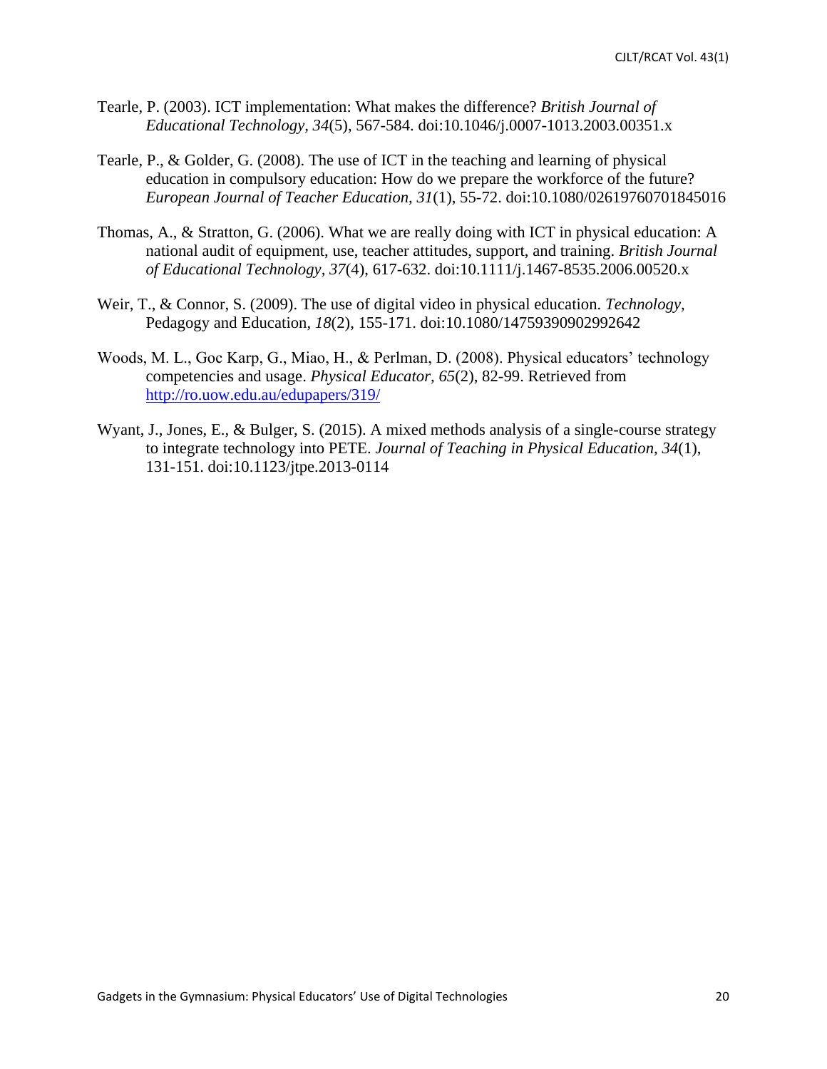Tearle, P. (2003). ICT implementation: What makes the difference? *British Journal of Educational Technology, 34*(5), 567-584. doi:10.1046/j.0007-1013.2003.00351.x

Tearle, P., & Golder, G. (2008). The use of ICT in the teaching and learning of physical education in compulsory education: How do we prepare the workforce of the future? *European Journal of Teacher Education, 31*(1), 55-72. doi:10.1080/02619760701845016

Thomas, A., & Stratton, G. (2006). What we are really doing with ICT in physical education: A national audit of equipment, use, teacher attitudes, support, and training. *British Journal of Educational Technology, 37*(4), 617-632. doi:10.1111/j.1467-8535.2006.00520.x

Weir, T., & Connor, S. (2009). The use of digital video in physical education. *Technology,* Pedagogy and Education, *18*(2), 155-171. doi:10.1080/14759390902992642

Woods, M. L., Goc Karp, G., Miao, H., & Perlman, D. (2008). Physical educators' technology competencies and usage. *Physical Educator, 65*(2), 82-99. Retrieved from http://ro.uow.edu.au/edupapers/319/

Wyant, J., Jones, E., & Bulger, S. (2015). A mixed methods analysis of a single-course strategy to integrate technology into PETE. *Journal of Teaching in Physical Education, 34*(1), 131-151. doi:10.1123/jtpe.2013-0114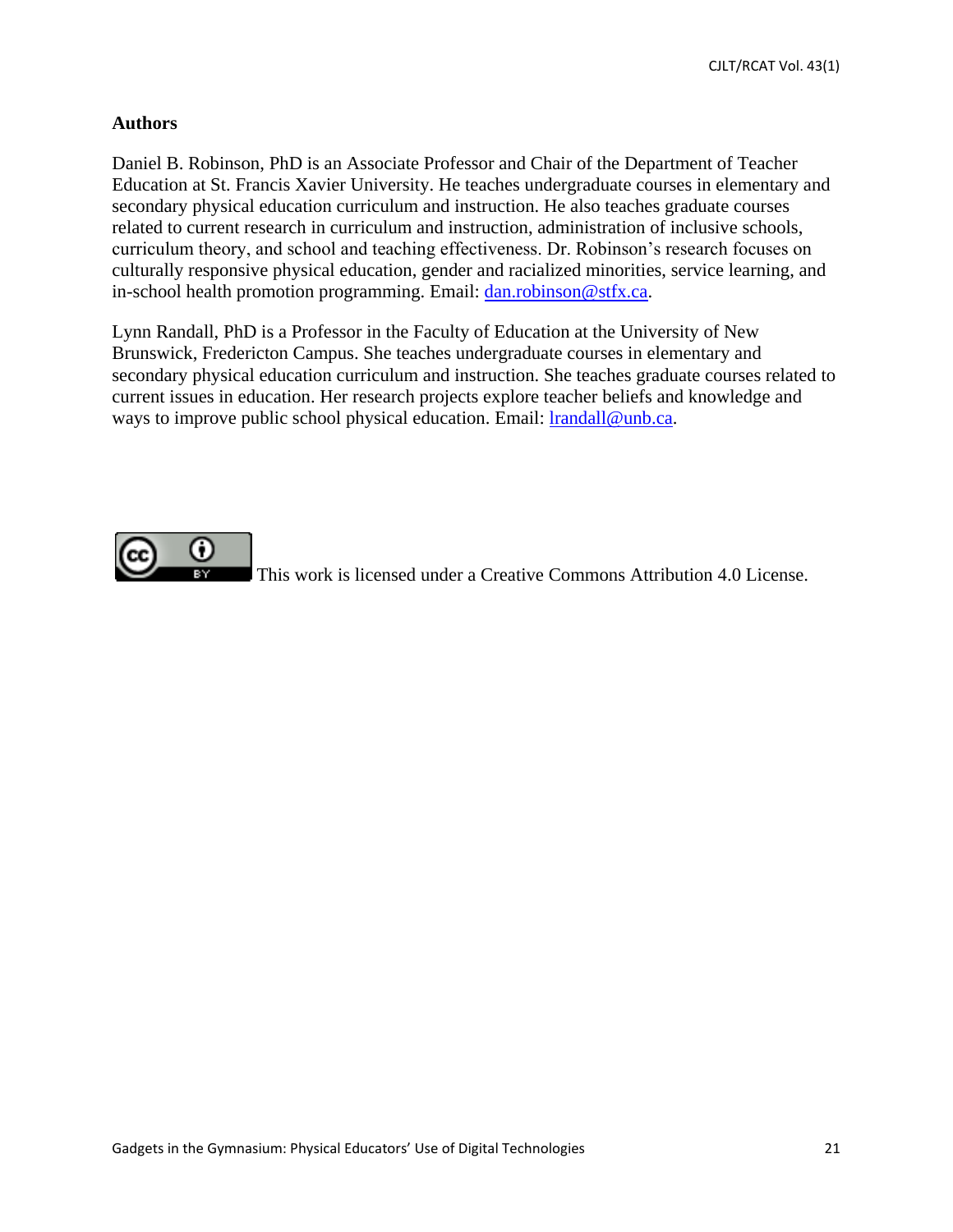## Authors

Daniel B. Robinson, PhD is an Associate Professor and Chair of the Department of Teacher Education at St. Francis Xavier University. He teaches undergraduate courses in elementary and secondary physical education curriculum and instruction. He also teaches graduate courses related to current research in curriculum and instruction, administration of inclusive schools, curriculum theory, and school and teaching effectiveness. Dr. Robinson's research focuses on culturally responsive physical education, gender and racialized minorities, service learning, and in-school health promotion programming. Email: dan.robinson@stfx.ca.

Lynn Randall, PhD is a Professor in the Faculty of Education at the University of New Brunswick, Fredericton Campus. She teaches undergraduate courses in elementary and secondary physical education curriculum and instruction. She teaches graduate courses related to current issues in education. Her research projects explore teacher beliefs and knowledge and ways to improve public school physical education. Email: lrandall@unb.ca.

This work is licensed under a Creative Commons Attribution 4.0 License.